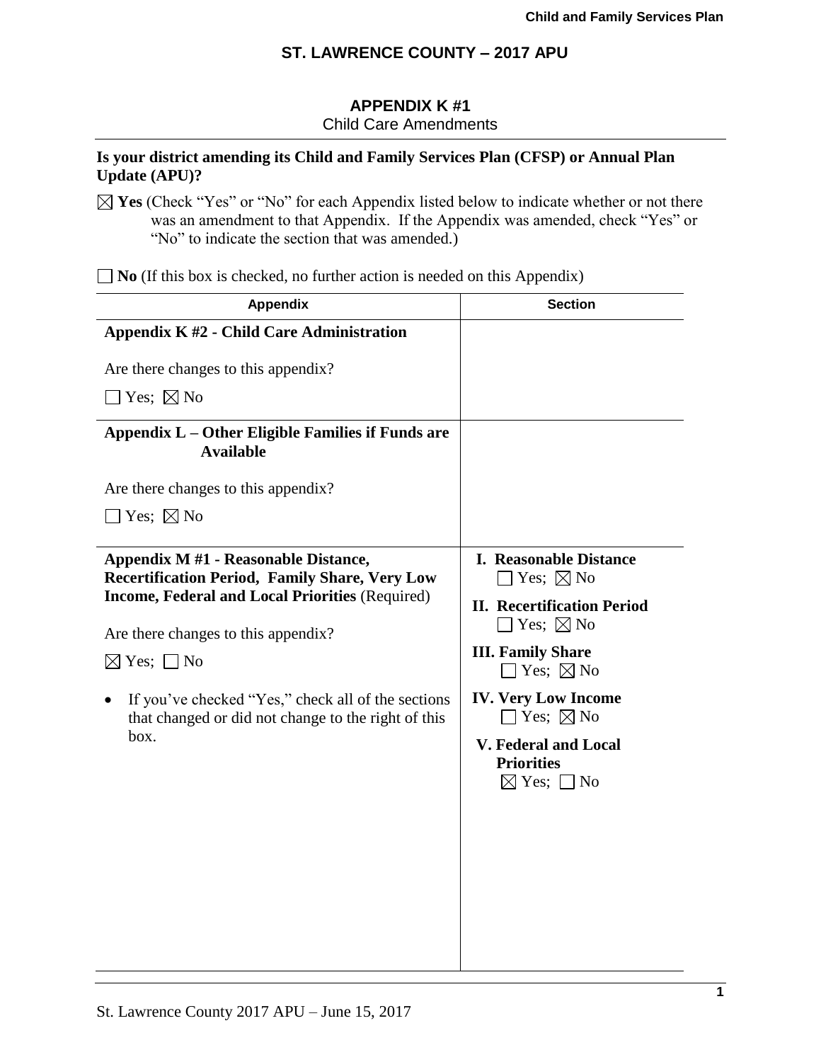# ST. LAWRENCE COUNTY – 2017 APU

## APPENDIX K #1

Child Care Amendments

**Is your district amending its Child and Family Services Plan (CFSP) or Annual Plan Update (APU)?**

☒ **Yes** (Check "Yes" or "No" for each Appendix listed below to indicate whether or not there was an amendment to that Appendix. If the Appendix was amended, check "Yes" or "No" to indicate the section that was amended.)

☐ **No** (If this box is checked, no further action is needed on this Appendix)

| Appendix | Section |
|---|---|
| **Appendix K #2 - Child Care Administration**<br><br>Are there changes to this appendix?<br><br>☐ Yes; ☒ No | |
| **Appendix L – Other Eligible Families if Funds are Available**<br><br>Are there changes to this appendix?<br><br>☐ Yes; ☒ No | |
| **Appendix M #1 - Reasonable Distance, Recertification Period, Family Share, Very Low Income, Federal and Local Priorities** (Required)<br><br>Are there changes to this appendix?<br><br>☒ Yes; ☐ No<br><br>• If you've checked "Yes," check all of the sections that changed or did not change to the right of this box. | **I. Reasonable Distance**<br>☐ Yes; ☒ No<br><br>**II. Recertification Period**<br>☐ Yes; ☒ No<br><br>**III. Family Share**<br>☐ Yes; ☒ No<br><br>**IV. Very Low Income**<br>☐ Yes; ☒ No<br><br>**V. Federal and Local Priorities**<br>☒ Yes; ☐ No |

St. Lawrence County 2017 APU – June 15, 2017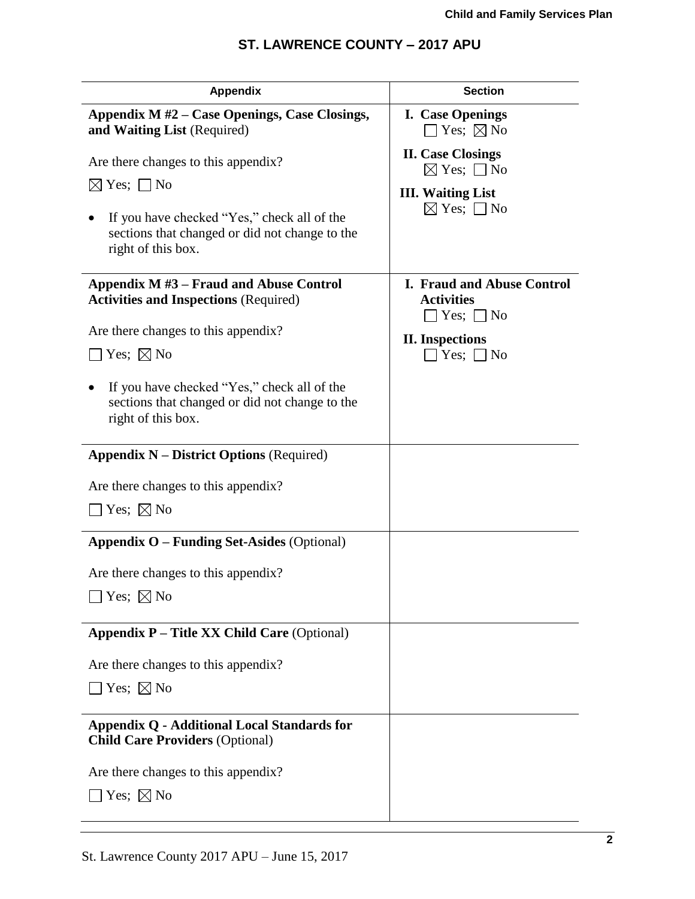## ST. LAWRENCE COUNTY – 2017 APU

| Appendix | Section |
|---|---|
| **Appendix M #2 – Case Openings, Case Closings, and Waiting List** (Required)<br><br>Are there changes to this appendix?<br><br>☒ Yes; ☐ No<br><br>• If you have checked "Yes," check all of the sections that changed or did not change to the right of this box. | **I. Case Openings**<br>☐ Yes; ☒ No<br><br>**II. Case Closings**<br>☒ Yes; ☐ No<br><br>**III. Waiting List**<br>☒ Yes; ☐ No |
| **Appendix M #3 – Fraud and Abuse Control Activities and Inspections** (Required)<br><br>Are there changes to this appendix?<br><br>☐ Yes; ☒ No<br><br>• If you have checked "Yes," check all of the sections that changed or did not change to the right of this box. | **I. Fraud and Abuse Control Activities**<br>☐ Yes; ☐ No<br><br>**II. Inspections**<br>☐ Yes; ☐ No |
| **Appendix N – District Options** (Required)<br><br>Are there changes to this appendix?<br><br>☐ Yes; ☒ No | |
| **Appendix O – Funding Set-Asides** (Optional)<br><br>Are there changes to this appendix?<br><br>☐ Yes; ☒ No | |
| **Appendix P – Title XX Child Care** (Optional)<br><br>Are there changes to this appendix?<br><br>☐ Yes; ☒ No | |
| **Appendix Q - Additional Local Standards for Child Care Providers** (Optional)<br><br>Are there changes to this appendix?<br><br>☐ Yes; ☒ No | |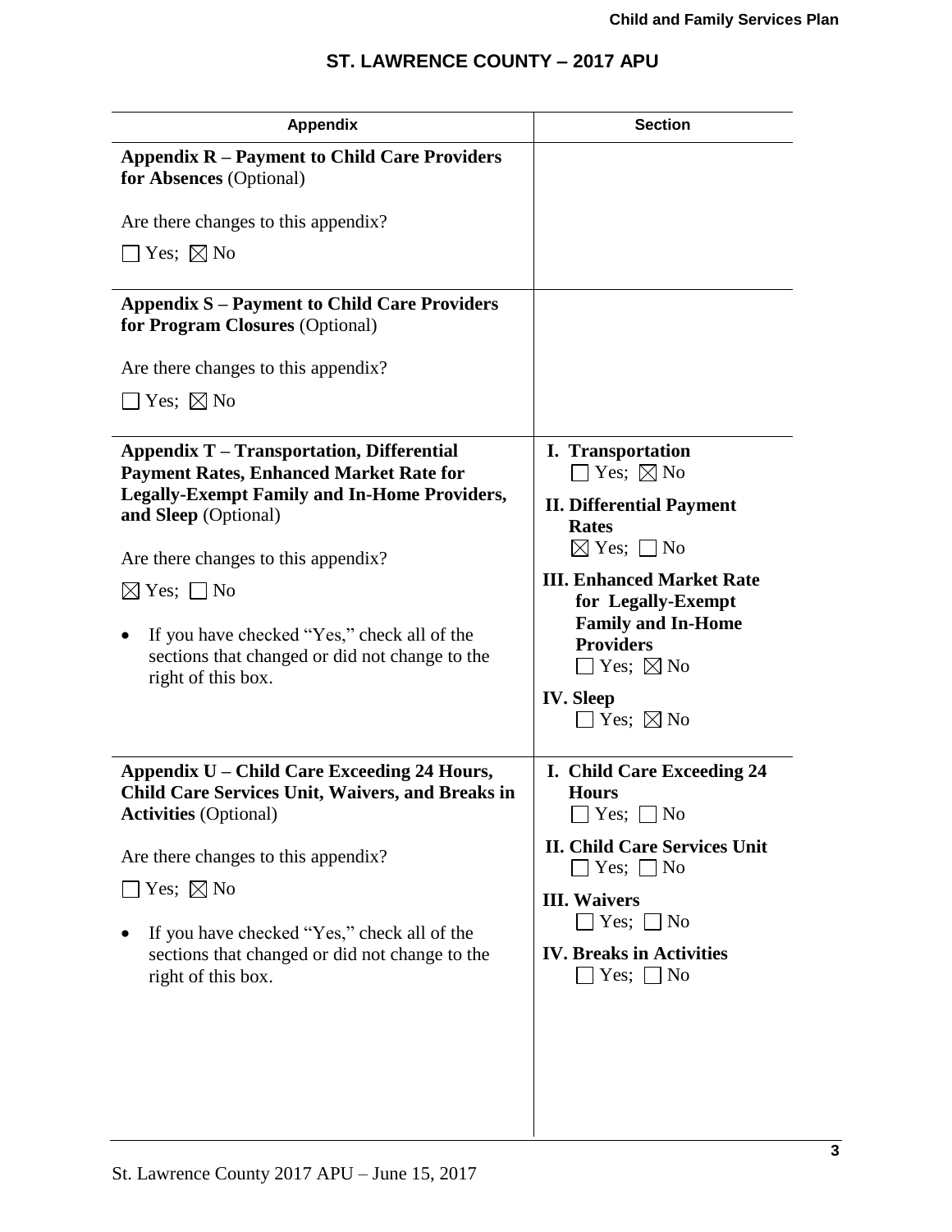# ST. LAWRENCE COUNTY – 2017 APU

| Appendix | Section |
|---|---|
| **Appendix R – Payment to Child Care Providers for Absences** (Optional)<br><br>Are there changes to this appendix?<br><br>☐ Yes; ☒ No | |
| **Appendix S – Payment to Child Care Providers for Program Closures** (Optional)<br><br>Are there changes to this appendix?<br><br>☐ Yes; ☒ No | |
| **Appendix T – Transportation, Differential Payment Rates, Enhanced Market Rate for Legally-Exempt Family and In-Home Providers, and Sleep** (Optional)<br><br>Are there changes to this appendix?<br><br>☒ Yes; ☐ No<br><br>• If you have checked "Yes," check all of the sections that changed or did not change to the right of this box. | **I. Transportation**<br>☐ Yes; ☒ No<br><br>**II. Differential Payment Rates**<br>☒ Yes; ☐ No<br><br>**III. Enhanced Market Rate for Legally-Exempt Family and In-Home Providers**<br>☐ Yes; ☒ No<br><br>**IV. Sleep**<br>☐ Yes; ☒ No |
| **Appendix U – Child Care Exceeding 24 Hours, Child Care Services Unit, Waivers, and Breaks in Activities** (Optional)<br><br>Are there changes to this appendix?<br><br>☐ Yes; ☒ No<br><br>• If you have checked "Yes," check all of the sections that changed or did not change to the right of this box. | **I. Child Care Exceeding 24 Hours**<br>☐ Yes; ☐ No<br><br>**II. Child Care Services Unit**<br>☐ Yes; ☐ No<br><br>**III. Waivers**<br>☐ Yes; ☐ No<br><br>**IV. Breaks in Activities**<br>☐ Yes; ☐ No |

St. Lawrence County 2017 APU – June 15, 2017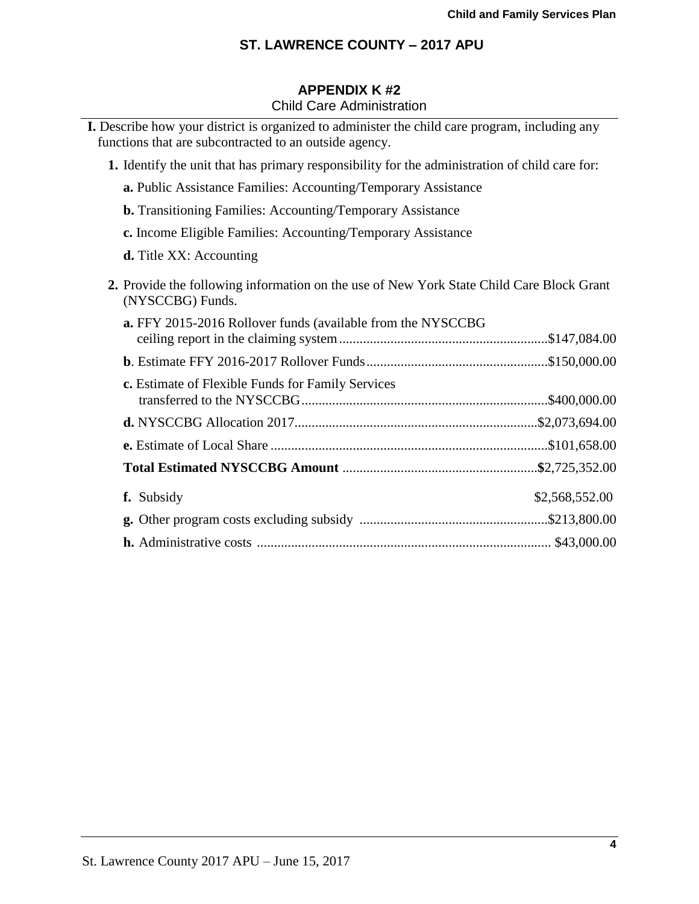## ST. LAWRENCE COUNTY – 2017 APU

### APPENDIX K #2

Child Care Administration

**I.** Describe how your district is organized to administer the child care program, including any functions that are subcontracted to an outside agency.

**1.** Identify the unit that has primary responsibility for the administration of child care for:

**a.** Public Assistance Families: Accounting/Temporary Assistance

**b.** Transitioning Families: Accounting/Temporary Assistance

**c.** Income Eligible Families: Accounting/Temporary Assistance

**d.** Title XX: Accounting

**2.** Provide the following information on the use of New York State Child Care Block Grant (NYSCCBG) Funds.

**a.** FFY 2015-2016 Rollover funds (available from the NYSCCBG ceiling report in the claiming system............................................................$147,084.00

**b**. Estimate FFY 2016-2017 Rollover Funds....................................................$150,000.00

**c.** Estimate of Flexible Funds for Family Services transferred to the NYSCCBG.......................................................................$400,000.00

**d.** NYSCCBG Allocation 2017......................................................................$2,073,694.00

**e.** Estimate of Local Share ................................................................................$101,658.00

**Total Estimated NYSCCBG Amount** ........................................................**$**2,725,352.00

**f.** Subsidy $2,568,552.00

**g.** Other program costs excluding subsidy .......................................................$213,800.00

**h.** Administrative costs ..................................................................................... $43,000.00

St. Lawrence County 2017 APU – June 15, 2017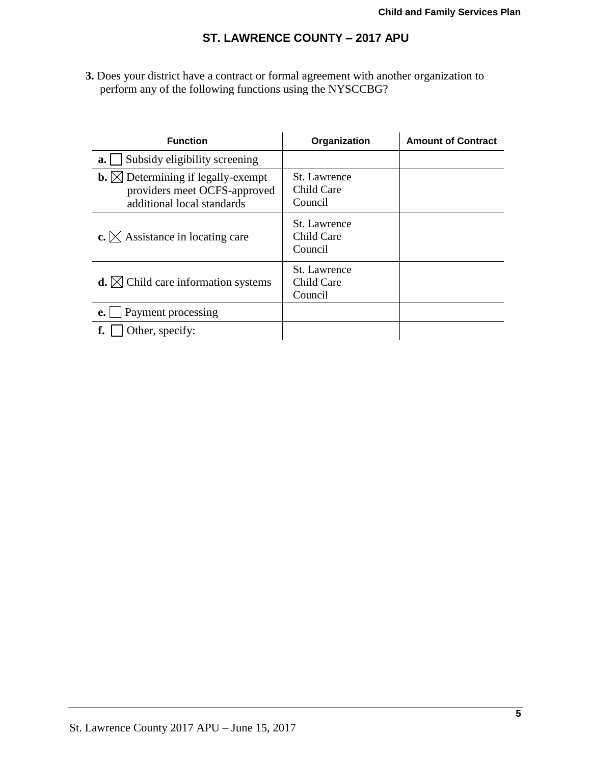## ST. LAWRENCE COUNTY – 2017 APU

**3.** Does your district have a contract or formal agreement with another organization to perform any of the following functions using the NYSCCBG?

| Function | Organization | Amount of Contract |
|---|---|---|
| **a.** ☐ Subsidy eligibility screening | | |
| **b.** ☒ Determining if legally-exempt providers meet OCFS-approved additional local standards | St. Lawrence Child Care Council | |
| **c.** ☒ Assistance in locating care | St. Lawrence Child Care Council | |
| **d.** ☒ Child care information systems | St. Lawrence Child Care Council | |
| **e.** ☐ Payment processing | | |
| **f.** ☐ Other, specify: | | |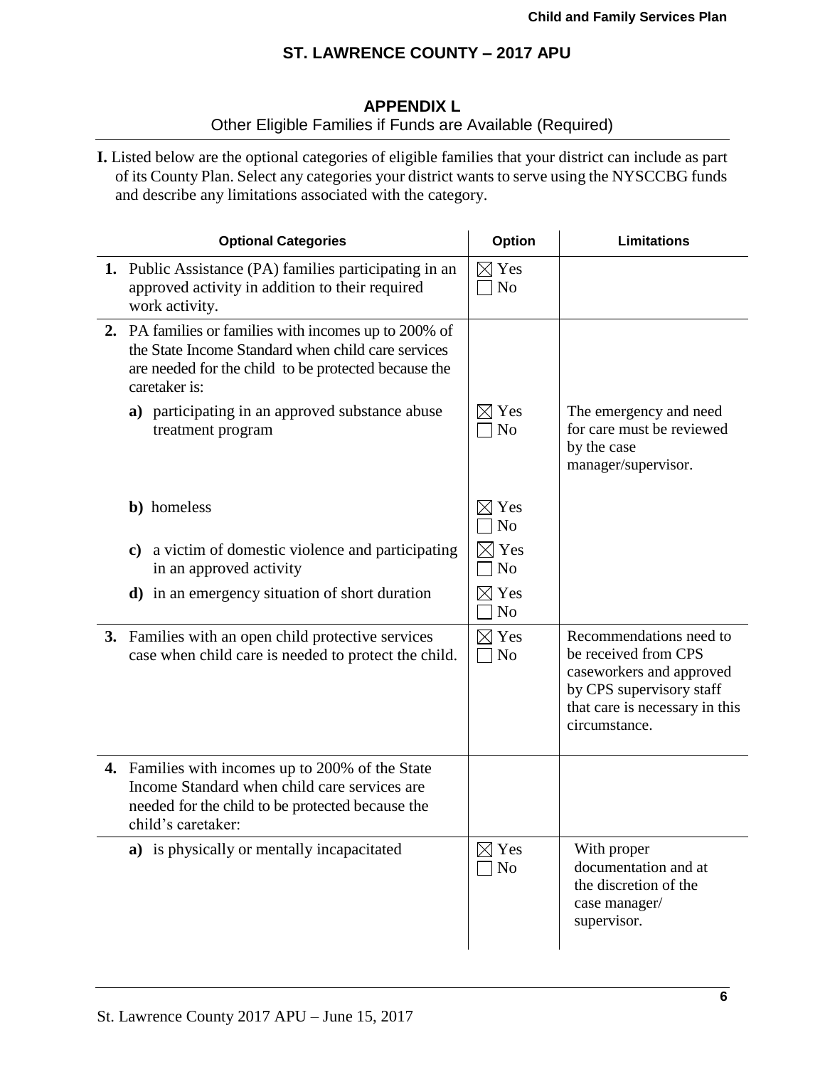## ST. LAWRENCE COUNTY – 2017 APU

### APPENDIX L

Other Eligible Families if Funds are Available (Required)

**I.** Listed below are the optional categories of eligible families that your district can include as part of its County Plan. Select any categories your district wants to serve using the NYSCCBG funds and describe any limitations associated with the category.

| Optional Categories | Option | Limitations |
|---|---|---|
| **1.** Public Assistance (PA) families participating in an approved activity in addition to their required work activity. | ☒ Yes ☐ No | |
| **2.** PA families or families with incomes up to 200% of the State Income Standard when child care services are needed for the child to be protected because the caretaker is: | | |
| **a)** participating in an approved substance abuse treatment program | ☒ Yes ☐ No | The emergency and need for care must be reviewed by the case manager/supervisor. |
| **b)** homeless | ☒ Yes ☐ No | |
| **c)** a victim of domestic violence and participating in an approved activity | ☒ Yes ☐ No | |
| **d)** in an emergency situation of short duration | ☒ Yes ☐ No | |
| **3.** Families with an open child protective services case when child care is needed to protect the child. | ☒ Yes ☐ No | Recommendations need to be received from CPS caseworkers and approved by CPS supervisory staff that care is necessary in this circumstance. |
| **4.** Families with incomes up to 200% of the State Income Standard when child care services are needed for the child to be protected because the child's caretaker: | | |
| **a)** is physically or mentally incapacitated | ☒ Yes ☐ No | With proper documentation and at the discretion of the case manager/ supervisor. |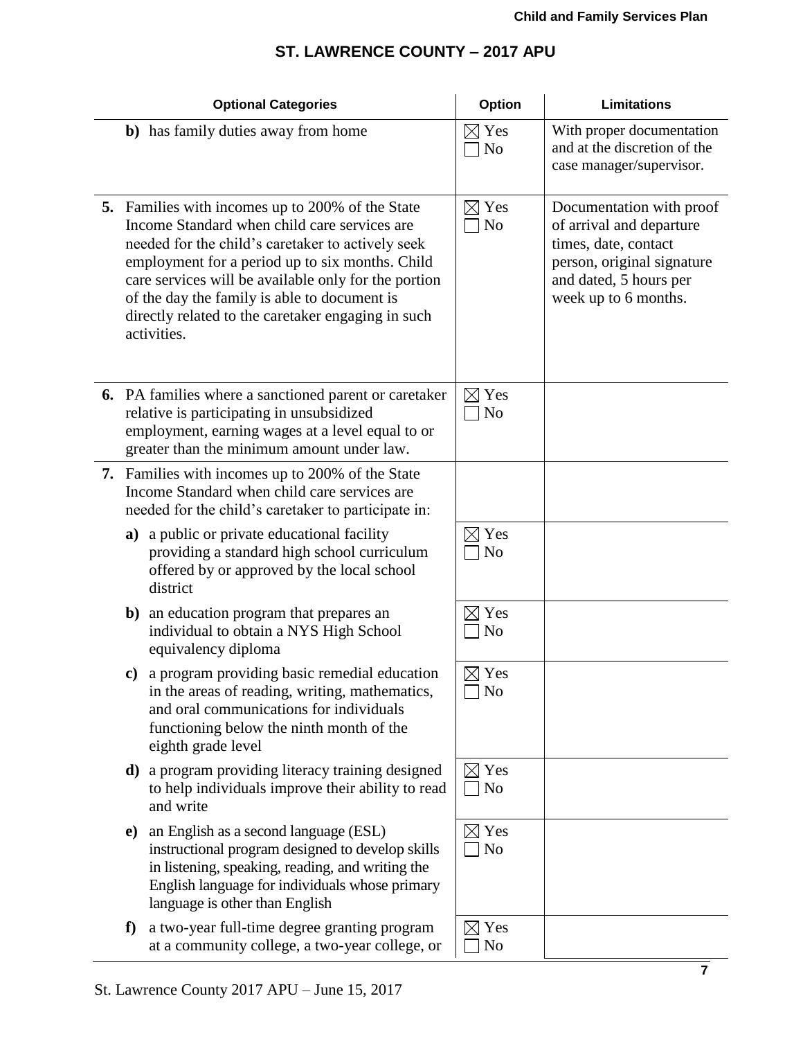## ST. LAWRENCE COUNTY – 2017 APU

| Optional Categories | Option | Limitations |
|---|---|---|
| **b)** has family duties away from home | ☒ Yes ☐ No | With proper documentation and at the discretion of the case manager/supervisor. |
| **5.** Families with incomes up to 200% of the State Income Standard when child care services are needed for the child's caretaker to actively seek employment for a period up to six months. Child care services will be available only for the portion of the day the family is able to document is directly related to the caretaker engaging in such activities. | ☒ Yes ☐ No | Documentation with proof of arrival and departure times, date, contact person, original signature and dated, 5 hours per week up to 6 months. |
| **6.** PA families where a sanctioned parent or caretaker relative is participating in unsubsidized employment, earning wages at a level equal to or greater than the minimum amount under law. | ☒ Yes ☐ No | |
| **7.** Families with incomes up to 200% of the State Income Standard when child care services are needed for the child's caretaker to participate in: | | |
| **a)** a public or private educational facility providing a standard high school curriculum offered by or approved by the local school district | ☒ Yes ☐ No | |
| **b)** an education program that prepares an individual to obtain a NYS High School equivalency diploma | ☒ Yes ☐ No | |
| **c)** a program providing basic remedial education in the areas of reading, writing, mathematics, and oral communications for individuals functioning below the ninth month of the eighth grade level | ☒ Yes ☐ No | |
| **d)** a program providing literacy training designed to help individuals improve their ability to read and write | ☒ Yes ☐ No | |
| **e)** an English as a second language (ESL) instructional program designed to develop skills in listening, speaking, reading, and writing the English language for individuals whose primary language is other than English | ☒ Yes ☐ No | |
| **f)** a two-year full-time degree granting program at a community college, a two-year college, or | ☒ Yes ☐ No | |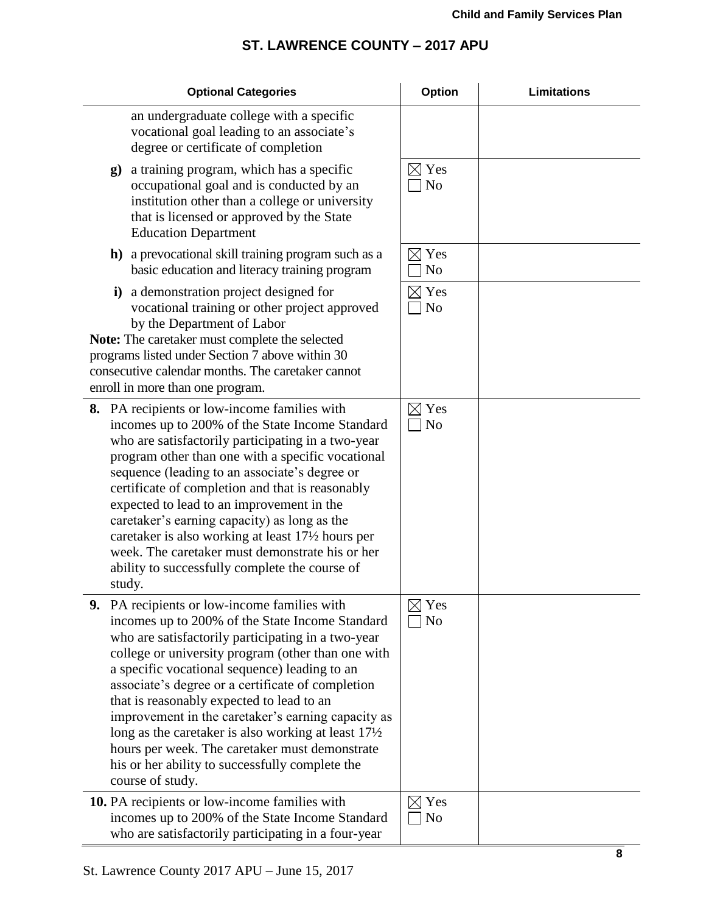## ST. LAWRENCE COUNTY – 2017 APU

| Optional Categories | Option | Limitations |
|---|---|---|
| an undergraduate college with a specific vocational goal leading to an associate's degree or certificate of completion | | |
| **g)** a training program, which has a specific occupational goal and is conducted by an institution other than a college or university that is licensed or approved by the State Education Department | ☒ Yes ☐ No | |
| **h)** a prevocational skill training program such as a basic education and literacy training program | ☒ Yes ☐ No | |
| **i)** a demonstration project designed for vocational training or other project approved by the Department of Labor<br>**Note:** The caretaker must complete the selected programs listed under Section 7 above within 30 consecutive calendar months. The caretaker cannot enroll in more than one program. | ☒ Yes ☐ No | |
| **8.** PA recipients or low-income families with incomes up to 200% of the State Income Standard who are satisfactorily participating in a two-year program other than one with a specific vocational sequence (leading to an associate's degree or certificate of completion and that is reasonably expected to lead to an improvement in the caretaker's earning capacity) as long as the caretaker is also working at least 17½ hours per week. The caretaker must demonstrate his or her ability to successfully complete the course of study. | ☒ Yes ☐ No | |
| **9.** PA recipients or low-income families with incomes up to 200% of the State Income Standard who are satisfactorily participating in a two-year college or university program (other than one with a specific vocational sequence) leading to an associate's degree or a certificate of completion that is reasonably expected to lead to an improvement in the caretaker's earning capacity as long as the caretaker is also working at least 17½ hours per week. The caretaker must demonstrate his or her ability to successfully complete the course of study. | ☒ Yes ☐ No | |
| **10.** PA recipients or low-income families with incomes up to 200% of the State Income Standard who are satisfactorily participating in a four-year | ☒ Yes ☐ No | |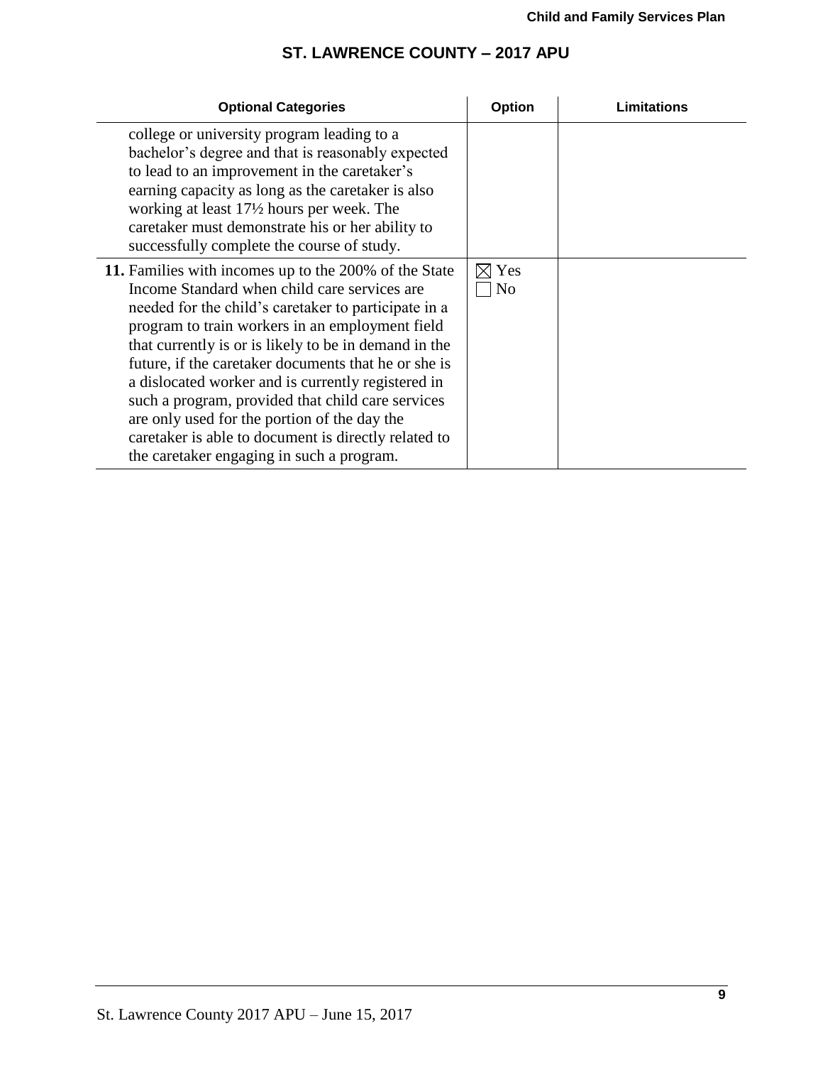## ST. LAWRENCE COUNTY – 2017 APU

| Optional Categories | Option | Limitations |
|---|---|---|
| college or university program leading to a bachelor's degree and that is reasonably expected to lead to an improvement in the caretaker's earning capacity as long as the caretaker is also working at least 17½ hours per week. The caretaker must demonstrate his or her ability to successfully complete the course of study. | | |
| **11.** Families with incomes up to the 200% of the State Income Standard when child care services are needed for the child's caretaker to participate in a program to train workers in an employment field that currently is or is likely to be in demand in the future, if the caretaker documents that he or she is a dislocated worker and is currently registered in such a program, provided that child care services are only used for the portion of the day the caretaker is able to document is directly related to the caretaker engaging in such a program. | ☒ Yes ☐ No | |

St. Lawrence County 2017 APU – June 15, 2017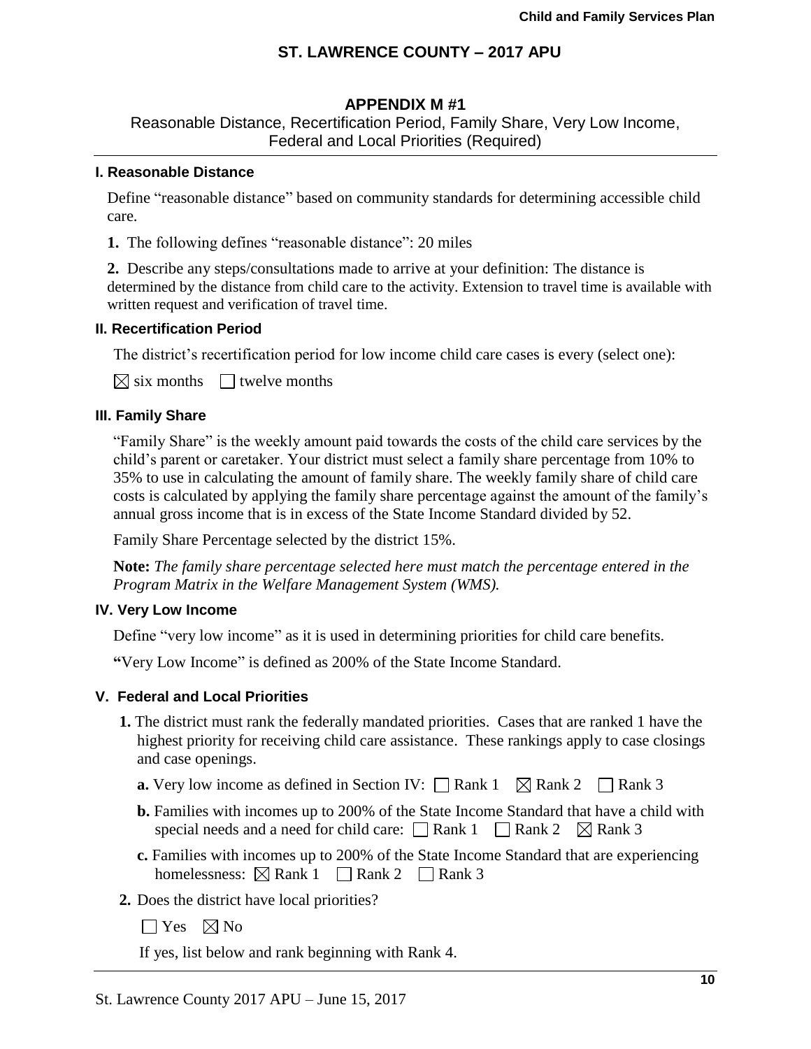## ST. LAWRENCE COUNTY – 2017 APU

### APPENDIX M #1

Reasonable Distance, Recertification Period, Family Share, Very Low Income, Federal and Local Priorities (Required)

#### I. Reasonable Distance

Define "reasonable distance" based on community standards for determining accessible child care.

**1.** The following defines "reasonable distance": 20 miles

**2.** Describe any steps/consultations made to arrive at your definition: The distance is determined by the distance from child care to the activity. Extension to travel time is available with written request and verification of travel time.

#### II. Recertification Period

The district's recertification period for low income child care cases is every (select one):

☒ six months ☐ twelve months

#### III. Family Share

"Family Share" is the weekly amount paid towards the costs of the child care services by the child's parent or caretaker. Your district must select a family share percentage from 10% to 35% to use in calculating the amount of family share. The weekly family share of child care costs is calculated by applying the family share percentage against the amount of the family's annual gross income that is in excess of the State Income Standard divided by 52.

Family Share Percentage selected by the district 15%.

**Note:** *The family share percentage selected here must match the percentage entered in the Program Matrix in the Welfare Management System (WMS).*

#### IV. Very Low Income

Define "very low income" as it is used in determining priorities for child care benefits.

**"**Very Low Income" is defined as 200% of the State Income Standard.

#### V. Federal and Local Priorities

**1.** The district must rank the federally mandated priorities. Cases that are ranked 1 have the highest priority for receiving child care assistance. These rankings apply to case closings and case openings.

- **a.** Very low income as defined in Section IV: ☐ Rank 1 ☒ Rank 2 ☐ Rank 3
- **b.** Families with incomes up to 200% of the State Income Standard that have a child with special needs and a need for child care: ☐ Rank 1 ☐ Rank 2 ☒ Rank 3
- **c.** Families with incomes up to 200% of the State Income Standard that are experiencing homelessness: ☒ Rank 1 ☐ Rank 2 ☐ Rank 3

**2.** Does the district have local priorities?

☐ Yes ☒ No

If yes, list below and rank beginning with Rank 4.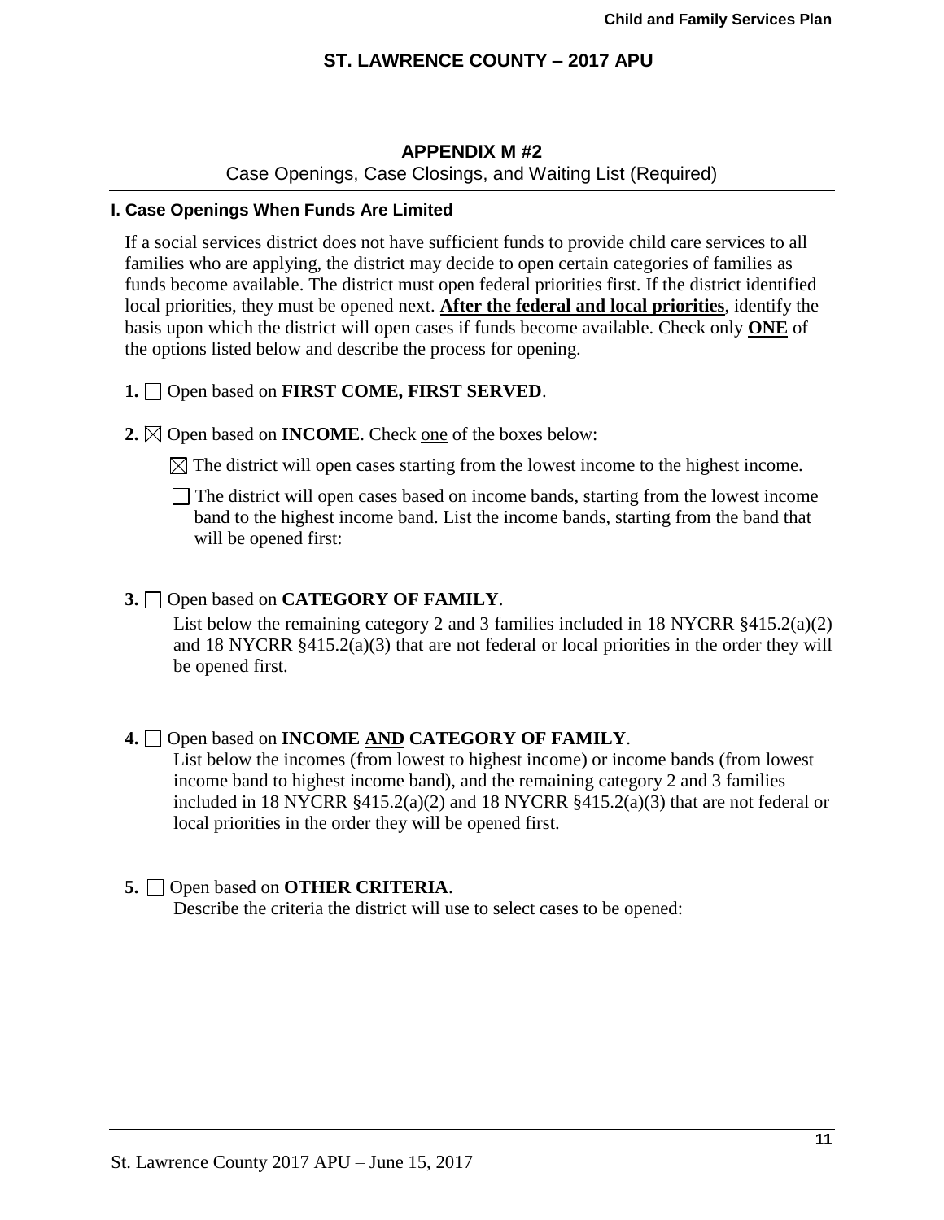## APPENDIX M #2

Case Openings, Case Closings, and Waiting List (Required)

### I. Case Openings When Funds Are Limited

If a social services district does not have sufficient funds to provide child care services to all families who are applying, the district may decide to open certain categories of families as funds become available. The district must open federal priorities first. If the district identified local priorities, they must be opened next. **After the federal and local priorities**, identify the basis upon which the district will open cases if funds become available. Check only **ONE** of the options listed below and describe the process for opening.

**1.** ☐ Open based on **FIRST COME, FIRST SERVED**.

**2.** ☒ Open based on **INCOME**. Check one of the boxes below:

☒ The district will open cases starting from the lowest income to the highest income.

☐ The district will open cases based on income bands, starting from the lowest income band to the highest income band. List the income bands, starting from the band that will be opened first:

**3.** ☐ Open based on **CATEGORY OF FAMILY**.

List below the remaining category 2 and 3 families included in 18 NYCRR §415.2(a)(2) and 18 NYCRR §415.2(a)(3) that are not federal or local priorities in the order they will be opened first.

**4.** ☐ Open based on **INCOME AND CATEGORY OF FAMILY**.

List below the incomes (from lowest to highest income) or income bands (from lowest income band to highest income band), and the remaining category 2 and 3 families included in 18 NYCRR §415.2(a)(2) and 18 NYCRR §415.2(a)(3) that are not federal or local priorities in the order they will be opened first.

**5.** ☐ Open based on **OTHER CRITERIA**.

Describe the criteria the district will use to select cases to be opened: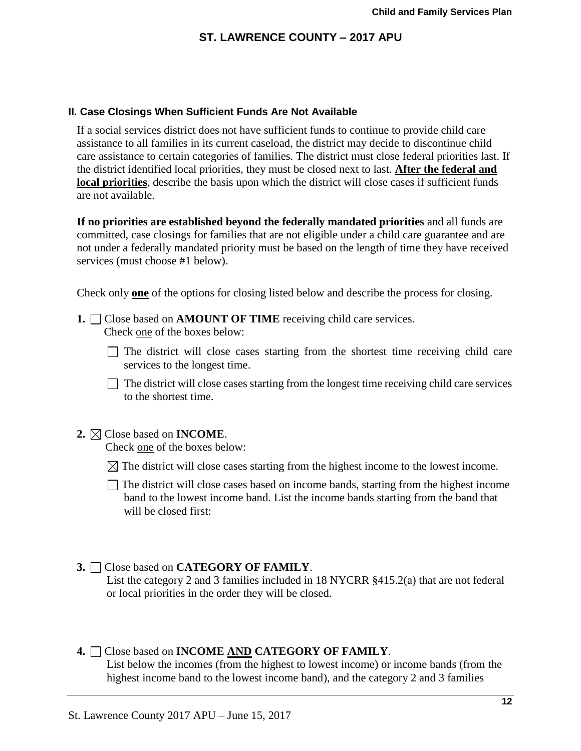### II. Case Closings When Sufficient Funds Are Not Available

If a social services district does not have sufficient funds to continue to provide child care assistance to all families in its current caseload, the district may decide to discontinue child care assistance to certain categories of families. The district must close federal priorities last. If the district identified local priorities, they must be closed next to last. **After the federal and local priorities**, describe the basis upon which the district will close cases if sufficient funds are not available.

**If no priorities are established beyond the federally mandated priorities** and all funds are committed, case closings for families that are not eligible under a child care guarantee and are not under a federally mandated priority must be based on the length of time they have received services (must choose #1 below).

Check only **one** of the options for closing listed below and describe the process for closing.

**1.** ☐ Close based on **AMOUNT OF TIME** receiving child care services.
Check one of the boxes below:

- ☐ The district will close cases starting from the shortest time receiving child care services to the longest time.
- ☐ The district will close cases starting from the longest time receiving child care services to the shortest time.

**2.** ☒ Close based on **INCOME**.
Check one of the boxes below:

- ☒ The district will close cases starting from the highest income to the lowest income.
- ☐ The district will close cases based on income bands, starting from the highest income band to the lowest income band. List the income bands starting from the band that will be closed first:

**3.** ☐ Close based on **CATEGORY OF FAMILY**.
List the category 2 and 3 families included in 18 NYCRR §415.2(a) that are not federal or local priorities in the order they will be closed.

**4.** ☐ Close based on **INCOME AND CATEGORY OF FAMILY**.
List below the incomes (from the highest to lowest income) or income bands (from the highest income band to the lowest income band), and the category 2 and 3 families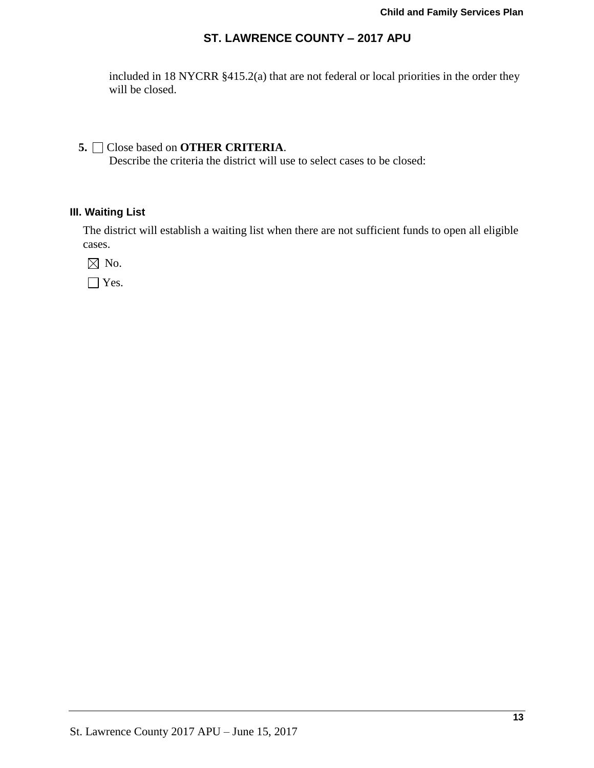included in 18 NYCRR §415.2(a) that are not federal or local priorities in the order they will be closed.

5. ☐ Close based on **OTHER CRITERIA**.
   Describe the criteria the district will use to select cases to be closed:

### III. Waiting List

The district will establish a waiting list when there are not sufficient funds to open all eligible cases.

☒ No.

☐ Yes.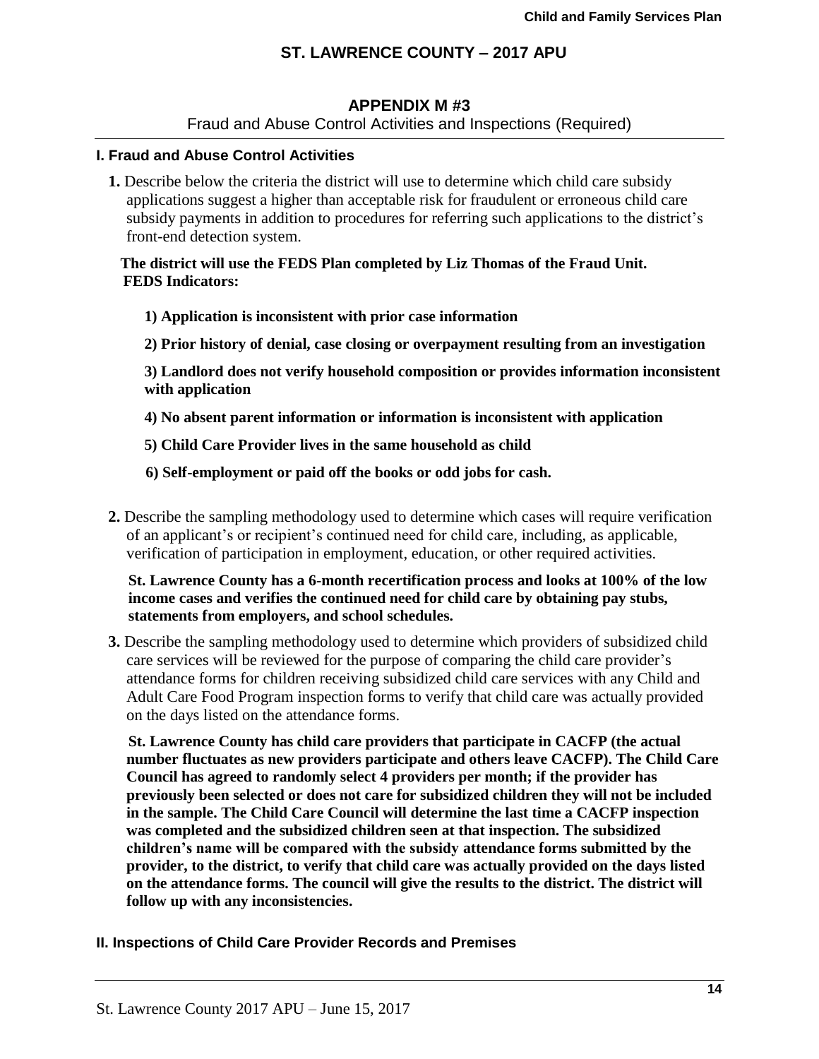## APPENDIX M #3

Fraud and Abuse Control Activities and Inspections (Required)

### I. Fraud and Abuse Control Activities

**1.** Describe below the criteria the district will use to determine which child care subsidy applications suggest a higher than acceptable risk for fraudulent or erroneous child care subsidy payments in addition to procedures for referring such applications to the district's front-end detection system.

**The district will use the FEDS Plan completed by Liz Thomas of the Fraud Unit.**
**FEDS Indicators:**

**1) Application is inconsistent with prior case information**

**2) Prior history of denial, case closing or overpayment resulting from an investigation**

**3) Landlord does not verify household composition or provides information inconsistent with application**

**4) No absent parent information or information is inconsistent with application**

**5) Child Care Provider lives in the same household as child**

**6) Self-employment or paid off the books or odd jobs for cash.**

**2.** Describe the sampling methodology used to determine which cases will require verification of an applicant's or recipient's continued need for child care, including, as applicable, verification of participation in employment, education, or other required activities.

**St. Lawrence County has a 6-month recertification process and looks at 100% of the low income cases and verifies the continued need for child care by obtaining pay stubs, statements from employers, and school schedules.**

**3.** Describe the sampling methodology used to determine which providers of subsidized child care services will be reviewed for the purpose of comparing the child care provider's attendance forms for children receiving subsidized child care services with any Child and Adult Care Food Program inspection forms to verify that child care was actually provided on the days listed on the attendance forms.

**St. Lawrence County has child care providers that participate in CACFP (the actual number fluctuates as new providers participate and others leave CACFP). The Child Care Council has agreed to randomly select 4 providers per month; if the provider has previously been selected or does not care for subsidized children they will not be included in the sample. The Child Care Council will determine the last time a CACFP inspection was completed and the subsidized children seen at that inspection. The subsidized children's name will be compared with the subsidy attendance forms submitted by the provider, to the district, to verify that child care was actually provided on the days listed on the attendance forms. The council will give the results to the district. The district will follow up with any inconsistencies.**

### II. Inspections of Child Care Provider Records and Premises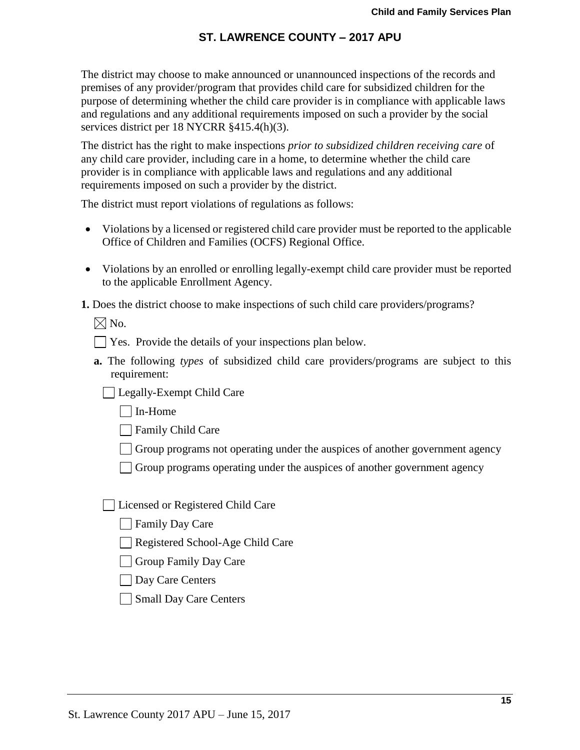The district may choose to make announced or unannounced inspections of the records and premises of any provider/program that provides child care for subsidized children for the purpose of determining whether the child care provider is in compliance with applicable laws and regulations and any additional requirements imposed on such a provider by the social services district per 18 NYCRR §415.4(h)(3).

The district has the right to make inspections *prior to subsidized children receiving care* of any child care provider, including care in a home, to determine whether the child care provider is in compliance with applicable laws and regulations and any additional requirements imposed on such a provider by the district.

The district must report violations of regulations as follows:

- Violations by a licensed or registered child care provider must be reported to the applicable Office of Children and Families (OCFS) Regional Office.
- Violations by an enrolled or enrolling legally-exempt child care provider must be reported to the applicable Enrollment Agency.

**1.** Does the district choose to make inspections of such child care providers/programs?

☒ No.

☐ Yes. Provide the details of your inspections plan below.

**a.** The following *types* of subsidized child care providers/programs are subject to this requirement:

☐ Legally-Exempt Child Care

☐ In-Home

☐ Family Child Care

☐ Group programs not operating under the auspices of another government agency

☐ Group programs operating under the auspices of another government agency

☐ Licensed or Registered Child Care

☐ Family Day Care

☐ Registered School-Age Child Care

☐ Group Family Day Care

☐ Day Care Centers

☐ Small Day Care Centers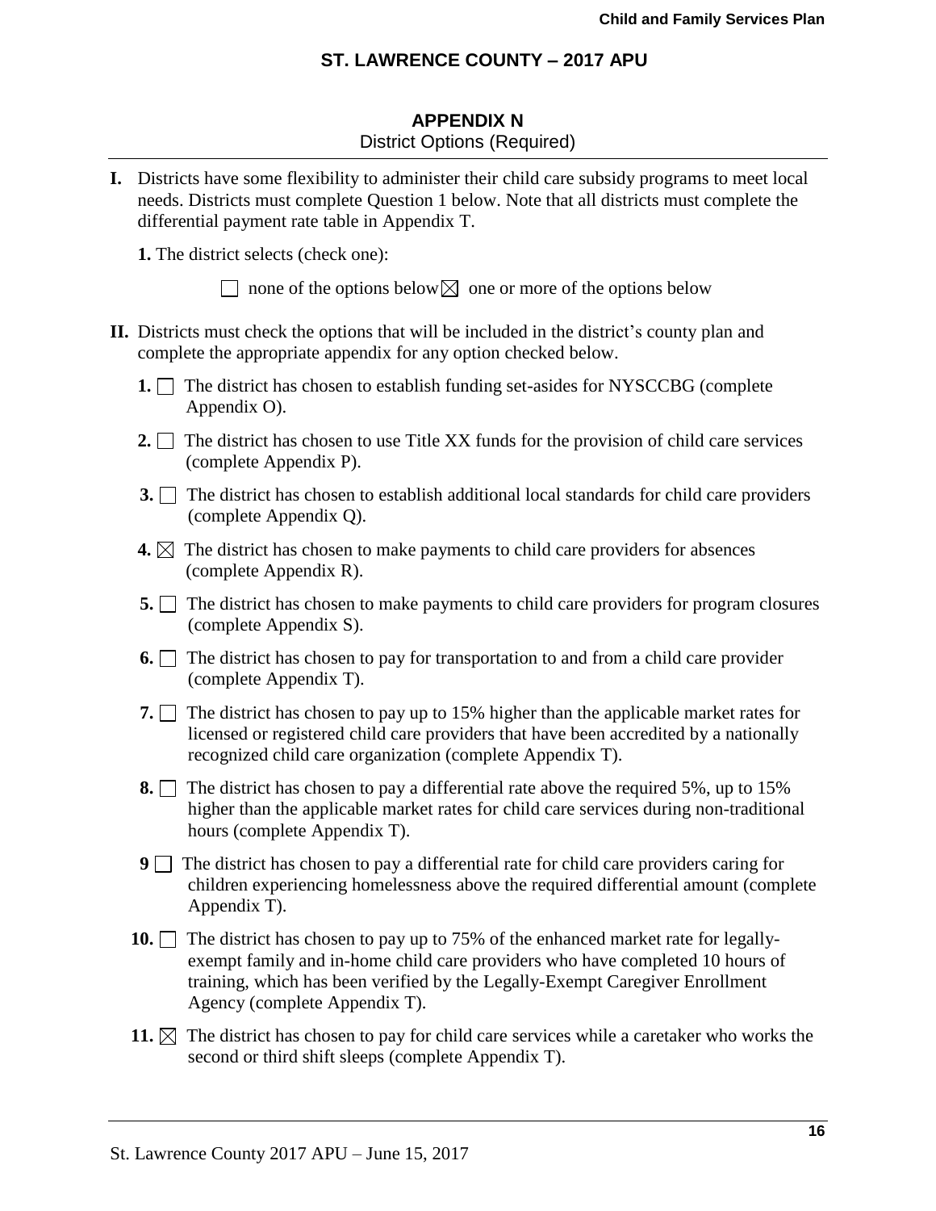## ST. LAWRENCE COUNTY – 2017 APU

### APPENDIX N
District Options (Required)

---

**I.** Districts have some flexibility to administer their child care subsidy programs to meet local needs. Districts must complete Question 1 below. Note that all districts must complete the differential payment rate table in Appendix T.

**1.** The district selects (check one):

☐ none of the options below ☒ one or more of the options below

**II.** Districts must check the options that will be included in the district's county plan and complete the appropriate appendix for any option checked below.

**1.** ☐ The district has chosen to establish funding set-asides for NYSCCBG (complete Appendix O).

**2.** ☐ The district has chosen to use Title XX funds for the provision of child care services (complete Appendix P).

**3.** ☐ The district has chosen to establish additional local standards for child care providers (complete Appendix Q).

**4.** ☒ The district has chosen to make payments to child care providers for absences (complete Appendix R).

**5.** ☐ The district has chosen to make payments to child care providers for program closures (complete Appendix S).

**6.** ☐ The district has chosen to pay for transportation to and from a child care provider (complete Appendix T).

**7.** ☐ The district has chosen to pay up to 15% higher than the applicable market rates for licensed or registered child care providers that have been accredited by a nationally recognized child care organization (complete Appendix T).

**8.** ☐ The district has chosen to pay a differential rate above the required 5%, up to 15% higher than the applicable market rates for child care services during non-traditional hours (complete Appendix T).

**9** ☐ The district has chosen to pay a differential rate for child care providers caring for children experiencing homelessness above the required differential amount (complete Appendix T).

**10.** ☐ The district has chosen to pay up to 75% of the enhanced market rate for legally-exempt family and in-home child care providers who have completed 10 hours of training, which has been verified by the Legally-Exempt Caregiver Enrollment Agency (complete Appendix T).

**11.** ☒ The district has chosen to pay for child care services while a caretaker who works the second or third shift sleeps (complete Appendix T).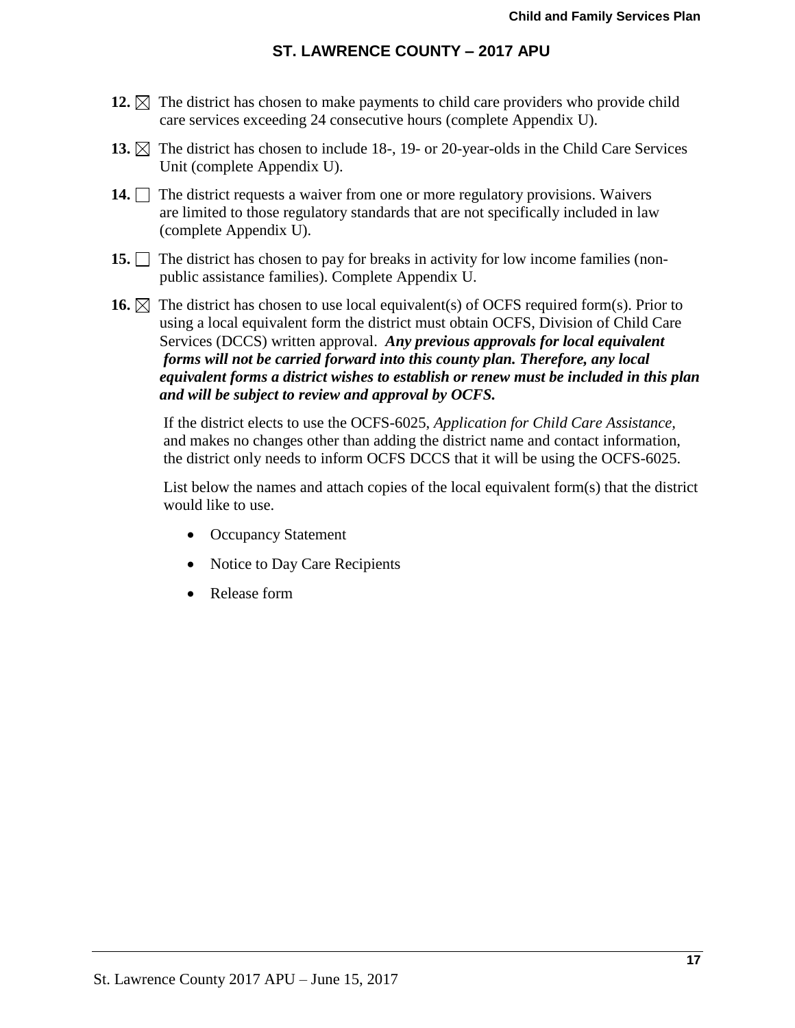**12.** ☒ The district has chosen to make payments to child care providers who provide child care services exceeding 24 consecutive hours (complete Appendix U).

**13.** ☒ The district has chosen to include 18-, 19- or 20-year-olds in the Child Care Services Unit (complete Appendix U).

**14.** ☐ The district requests a waiver from one or more regulatory provisions. Waivers are limited to those regulatory standards that are not specifically included in law (complete Appendix U).

**15.** ☐ The district has chosen to pay for breaks in activity for low income families (non-public assistance families). Complete Appendix U.

**16.** ☒ The district has chosen to use local equivalent(s) of OCFS required form(s). Prior to using a local equivalent form the district must obtain OCFS, Division of Child Care Services (DCCS) written approval. ***Any previous approvals for local equivalent forms will not be carried forward into this county plan. Therefore, any local equivalent forms a district wishes to establish or renew must be included in this plan and will be subject to review and approval by OCFS.***

If the district elects to use the OCFS-6025, *Application for Child Care Assistance,* and makes no changes other than adding the district name and contact information, the district only needs to inform OCFS DCCS that it will be using the OCFS-6025.

List below the names and attach copies of the local equivalent form(s) that the district would like to use.

- Occupancy Statement
- Notice to Day Care Recipients
- Release form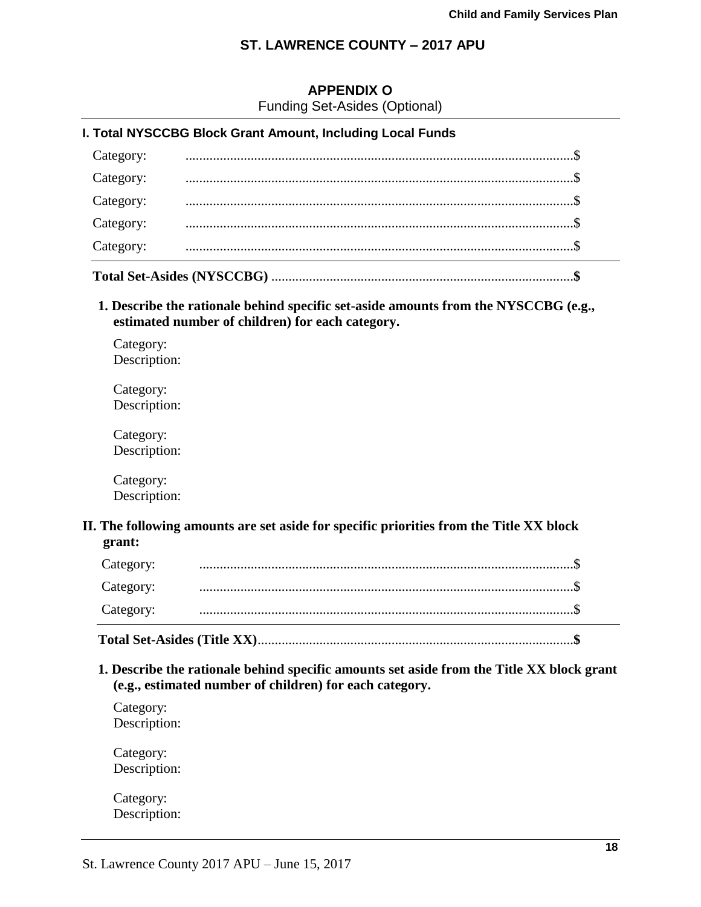## ST. LAWRENCE COUNTY – 2017 APU

### APPENDIX O

Funding Set-Asides (Optional)

**I. Total NYSCCBG Block Grant Amount, Including Local Funds**

Category: ................................................................................................................$

Category: ................................................................................................................$

Category: ................................................................................................................$

Category: ................................................................................................................$

Category: ................................................................................................................$

**Total Set-Asides (NYSCCBG)** ........................................................................................**$**

**1. Describe the rationale behind specific set-aside amounts from the NYSCCBG (e.g., estimated number of children) for each category.**

Category:
Description:

Category:
Description:

Category:
Description:

Category:
Description:

**II. The following amounts are set aside for specific priorities from the Title XX block grant:**

Category: ............................................................................................................$

Category: ............................................................................................................$

Category: ............................................................................................................$

**Total Set-Asides (Title XX)**............................................................................................**$**

**1. Describe the rationale behind specific amounts set aside from the Title XX block grant (e.g., estimated number of children) for each category.**

Category:
Description:

Category:
Description:

Category:
Description: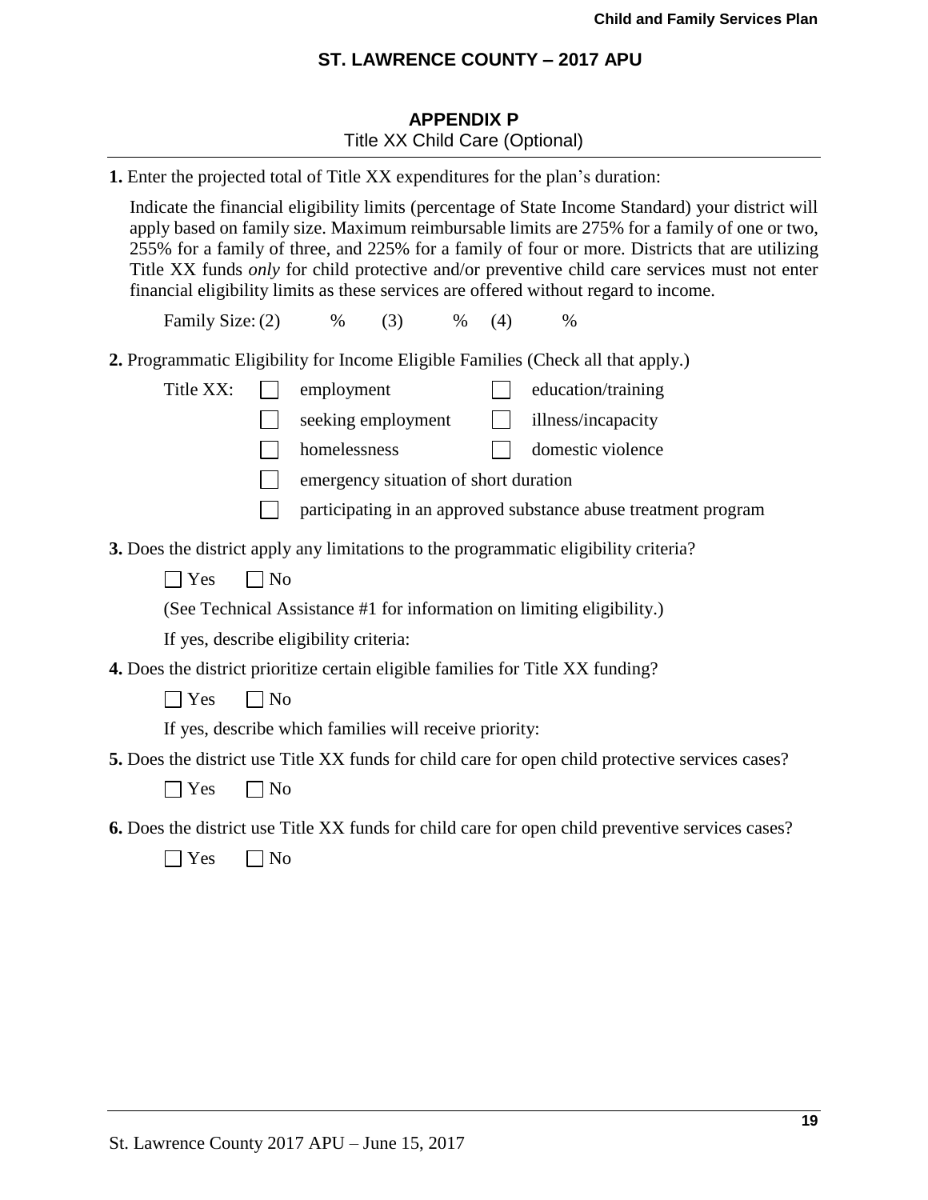## ST. LAWRENCE COUNTY – 2017 APU

### APPENDIX P
Title XX Child Care (Optional)

**1.** Enter the projected total of Title XX expenditures for the plan's duration:

Indicate the financial eligibility limits (percentage of State Income Standard) your district will apply based on family size. Maximum reimbursable limits are 275% for a family of one or two, 255% for a family of three, and 225% for a family of four or more. Districts that are utilizing Title XX funds *only* for child protective and/or preventive child care services must not enter financial eligibility limits as these services are offered without regard to income.

Family Size: (2) % (3) % (4) %

**2.** Programmatic Eligibility for Income Eligible Families (Check all that apply.)

Title XX:
- ☐ employment
- ☐ education/training
- ☐ seeking employment
- ☐ illness/incapacity
- ☐ homelessness
- ☐ domestic violence
- ☐ emergency situation of short duration
- ☐ participating in an approved substance abuse treatment program

**3.** Does the district apply any limitations to the programmatic eligibility criteria?

☐ Yes ☐ No

(See Technical Assistance #1 for information on limiting eligibility.)

If yes, describe eligibility criteria:

**4.** Does the district prioritize certain eligible families for Title XX funding?

☐ Yes ☐ No

If yes, describe which families will receive priority:

**5.** Does the district use Title XX funds for child care for open child protective services cases?

☐ Yes ☐ No

**6.** Does the district use Title XX funds for child care for open child preventive services cases?

☐ Yes ☐ No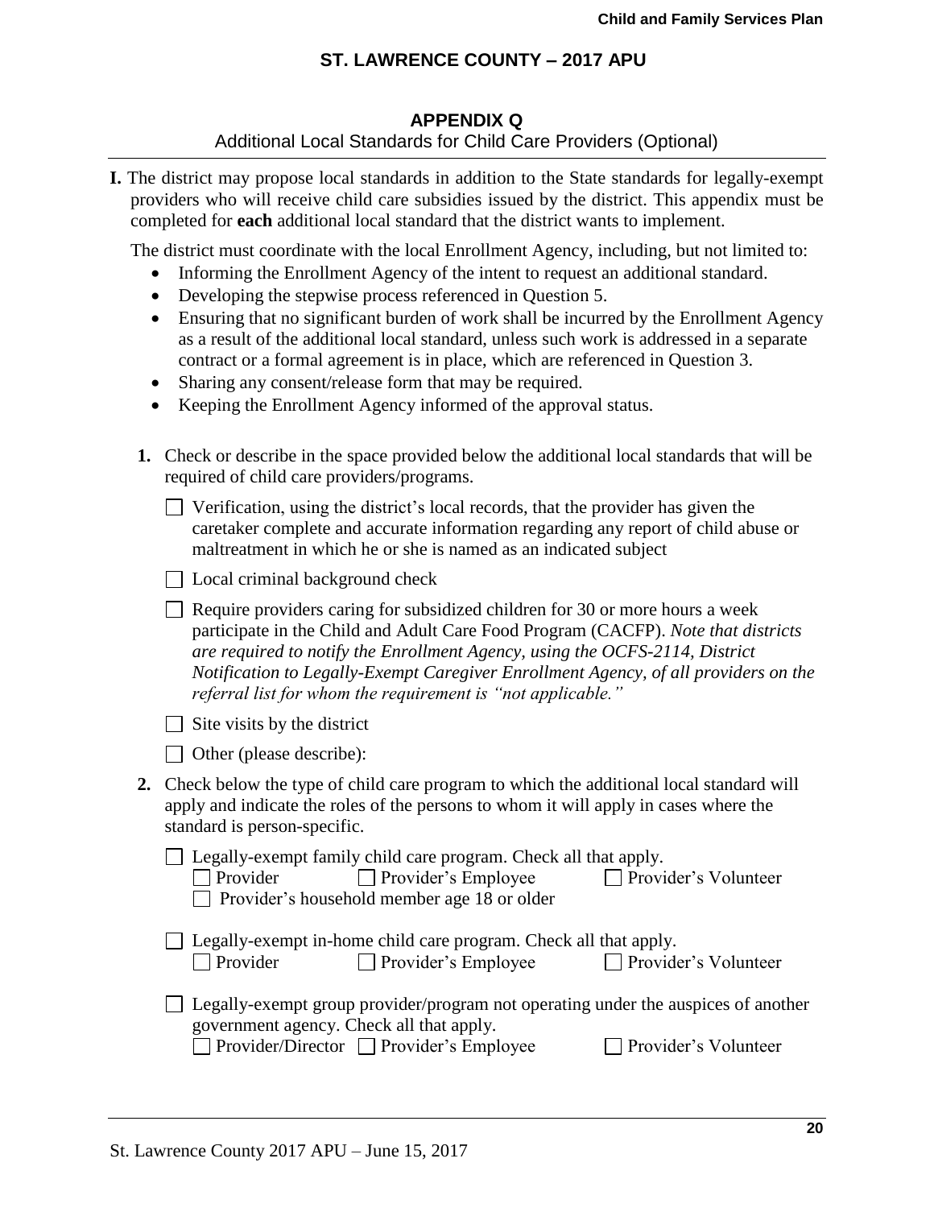## APPENDIX Q

Additional Local Standards for Child Care Providers (Optional)

**I.** The district may propose local standards in addition to the State standards for legally-exempt providers who will receive child care subsidies issued by the district. This appendix must be completed for **each** additional local standard that the district wants to implement.

The district must coordinate with the local Enrollment Agency, including, but not limited to:

- Informing the Enrollment Agency of the intent to request an additional standard.
- Developing the stepwise process referenced in Question 5.
- Ensuring that no significant burden of work shall be incurred by the Enrollment Agency as a result of the additional local standard, unless such work is addressed in a separate contract or a formal agreement is in place, which are referenced in Question 3.
- Sharing any consent/release form that may be required.
- Keeping the Enrollment Agency informed of the approval status.

**1.** Check or describe in the space provided below the additional local standards that will be required of child care providers/programs.

☐ Verification, using the district's local records, that the provider has given the caretaker complete and accurate information regarding any report of child abuse or maltreatment in which he or she is named as an indicated subject

☐ Local criminal background check

☐ Require providers caring for subsidized children for 30 or more hours a week participate in the Child and Adult Care Food Program (CACFP). *Note that districts are required to notify the Enrollment Agency, using the OCFS-2114, District Notification to Legally-Exempt Caregiver Enrollment Agency, of all providers on the referral list for whom the requirement is "not applicable."*

☐ Site visits by the district

☐ Other (please describe):

**2.** Check below the type of child care program to which the additional local standard will apply and indicate the roles of the persons to whom it will apply in cases where the standard is person-specific.

☐ Legally-exempt family child care program. Check all that apply.
☐ Provider ☐ Provider's Employee ☐ Provider's Volunteer
☐ Provider's household member age 18 or older

☐ Legally-exempt in-home child care program. Check all that apply.
☐ Provider ☐ Provider's Employee ☐ Provider's Volunteer

☐ Legally-exempt group provider/program not operating under the auspices of another government agency. Check all that apply.
☐ Provider/Director ☐ Provider's Employee ☐ Provider's Volunteer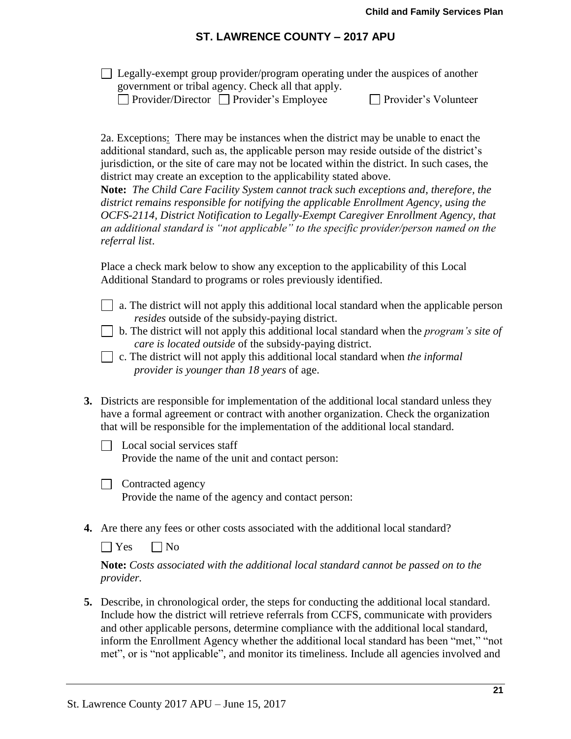☐ Legally-exempt group provider/program operating under the auspices of another government or tribal agency. Check all that apply.
☐ Provider/Director ☐ Provider's Employee ☐ Provider's Volunteer

2a. Exceptions: There may be instances when the district may be unable to enact the additional standard, such as, the applicable person may reside outside of the district's jurisdiction, or the site of care may not be located within the district. In such cases, the district may create an exception to the applicability stated above.
**Note:** *The Child Care Facility System cannot track such exceptions and, therefore, the district remains responsible for notifying the applicable Enrollment Agency, using the OCFS-2114, District Notification to Legally-Exempt Caregiver Enrollment Agency, that an additional standard is "not applicable" to the specific provider/person named on the referral list*.

Place a check mark below to show any exception to the applicability of this Local Additional Standard to programs or roles previously identified.

☐ a. The district will not apply this additional local standard when the applicable person *resides* outside of the subsidy-paying district.
☐ b. The district will not apply this additional local standard when the *program's site of care is located outside* of the subsidy-paying district.
☐ c. The district will not apply this additional local standard when *the informal provider is younger than 18 years* of age.

**3.** Districts are responsible for implementation of the additional local standard unless they have a formal agreement or contract with another organization. Check the organization that will be responsible for the implementation of the additional local standard.

☐ Local social services staff
Provide the name of the unit and contact person:

☐ Contracted agency
Provide the name of the agency and contact person:

**4.** Are there any fees or other costs associated with the additional local standard?

☐ Yes ☐ No

**Note:** *Costs associated with the additional local standard cannot be passed on to the provider.*

**5.** Describe, in chronological order, the steps for conducting the additional local standard. Include how the district will retrieve referrals from CCFS, communicate with providers and other applicable persons, determine compliance with the additional local standard, inform the Enrollment Agency whether the additional local standard has been "met," "not met", or is "not applicable", and monitor its timeliness. Include all agencies involved and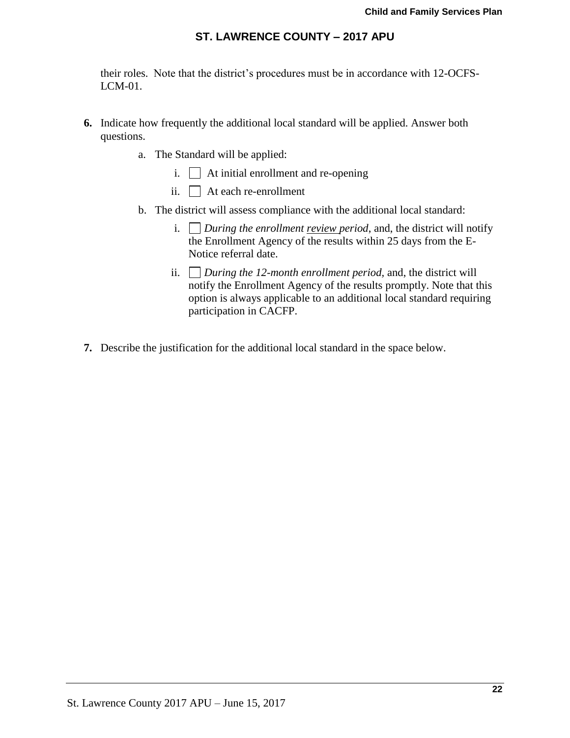their roles. Note that the district's procedures must be in accordance with 12-OCFS-LCM-01.

**6.** Indicate how frequently the additional local standard will be applied. Answer both questions.

a. The Standard will be applied:

i. ☐ At initial enrollment and re-opening

ii. ☐ At each re-enrollment

b. The district will assess compliance with the additional local standard:

i. ☐ *During the enrollment review period*, and, the district will notify the Enrollment Agency of the results within 25 days from the E-Notice referral date.

ii. ☐ *During the 12-month enrollment period*, and, the district will notify the Enrollment Agency of the results promptly. Note that this option is always applicable to an additional local standard requiring participation in CACFP.

**7.** Describe the justification for the additional local standard in the space below.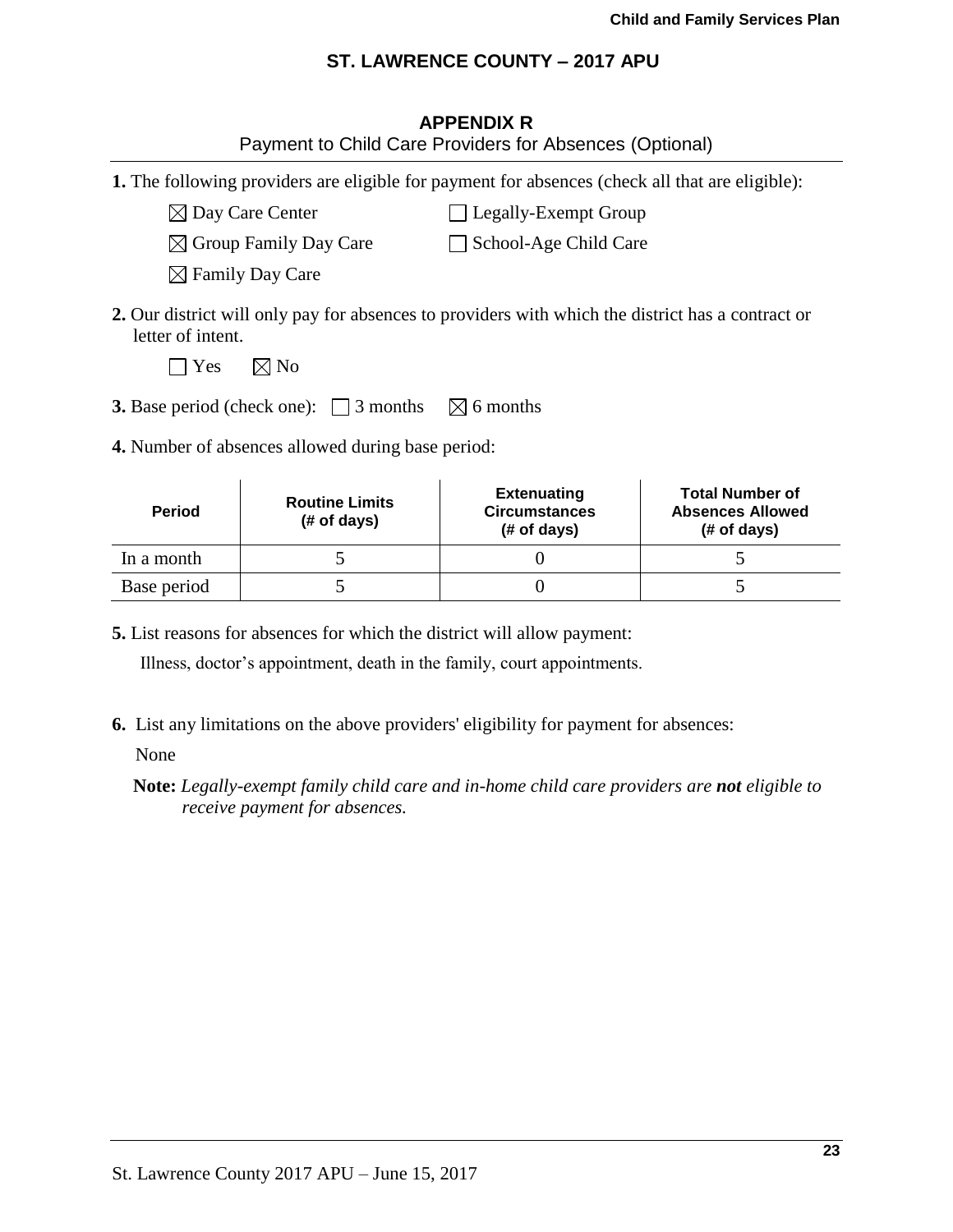## ST. LAWRENCE COUNTY – 2017 APU

### APPENDIX R

Payment to Child Care Providers for Absences (Optional)

**1.** The following providers are eligible for payment for absences (check all that are eligible):

- ☒ Day Care Center
- ☐ Legally-Exempt Group
- ☒ Group Family Day Care
- ☐ School-Age Child Care
- ☒ Family Day Care

**2.** Our district will only pay for absences to providers with which the district has a contract or letter of intent.

☐ Yes ☒ No

**3.** Base period (check one): ☐ 3 months ☒ 6 months

**4.** Number of absences allowed during base period:

| Period | Routine Limits (# of days) | Extenuating Circumstances (# of days) | Total Number of Absences Allowed (# of days) |
|---|---|---|---|
| In a month | 5 | 0 | 5 |
| Base period | 5 | 0 | 5 |

**5.** List reasons for absences for which the district will allow payment:

Illness, doctor's appointment, death in the family, court appointments.

**6.** List any limitations on the above providers' eligibility for payment for absences:

None

**Note:** *Legally-exempt family child care and in-home child care providers are* ***not*** *eligible to receive payment for absences.*

St. Lawrence County 2017 APU – June 15, 2017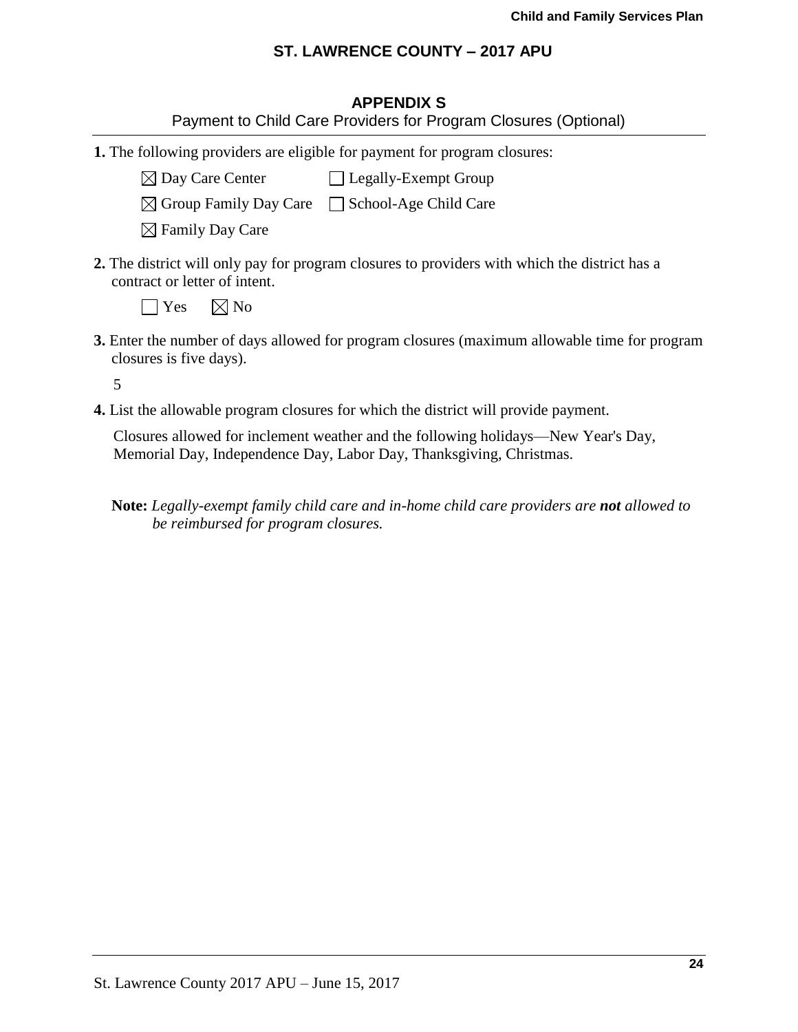## ST. LAWRENCE COUNTY – 2017 APU

### APPENDIX S

Payment to Child Care Providers for Program Closures (Optional)

**1.** The following providers are eligible for payment for program closures:

☒ Day Care Center ☐ Legally-Exempt Group

☒ Group Family Day Care ☐ School-Age Child Care

☒ Family Day Care

**2.** The district will only pay for program closures to providers with which the district has a contract or letter of intent.

☐ Yes ☒ No

**3.** Enter the number of days allowed for program closures (maximum allowable time for program closures is five days).

5

**4.** List the allowable program closures for which the district will provide payment.

Closures allowed for inclement weather and the following holidays—New Year's Day, Memorial Day, Independence Day, Labor Day, Thanksgiving, Christmas.

**Note:** *Legally-exempt family child care and in-home child care providers are **not** allowed to be reimbursed for program closures.*

St. Lawrence County 2017 APU – June 15, 2017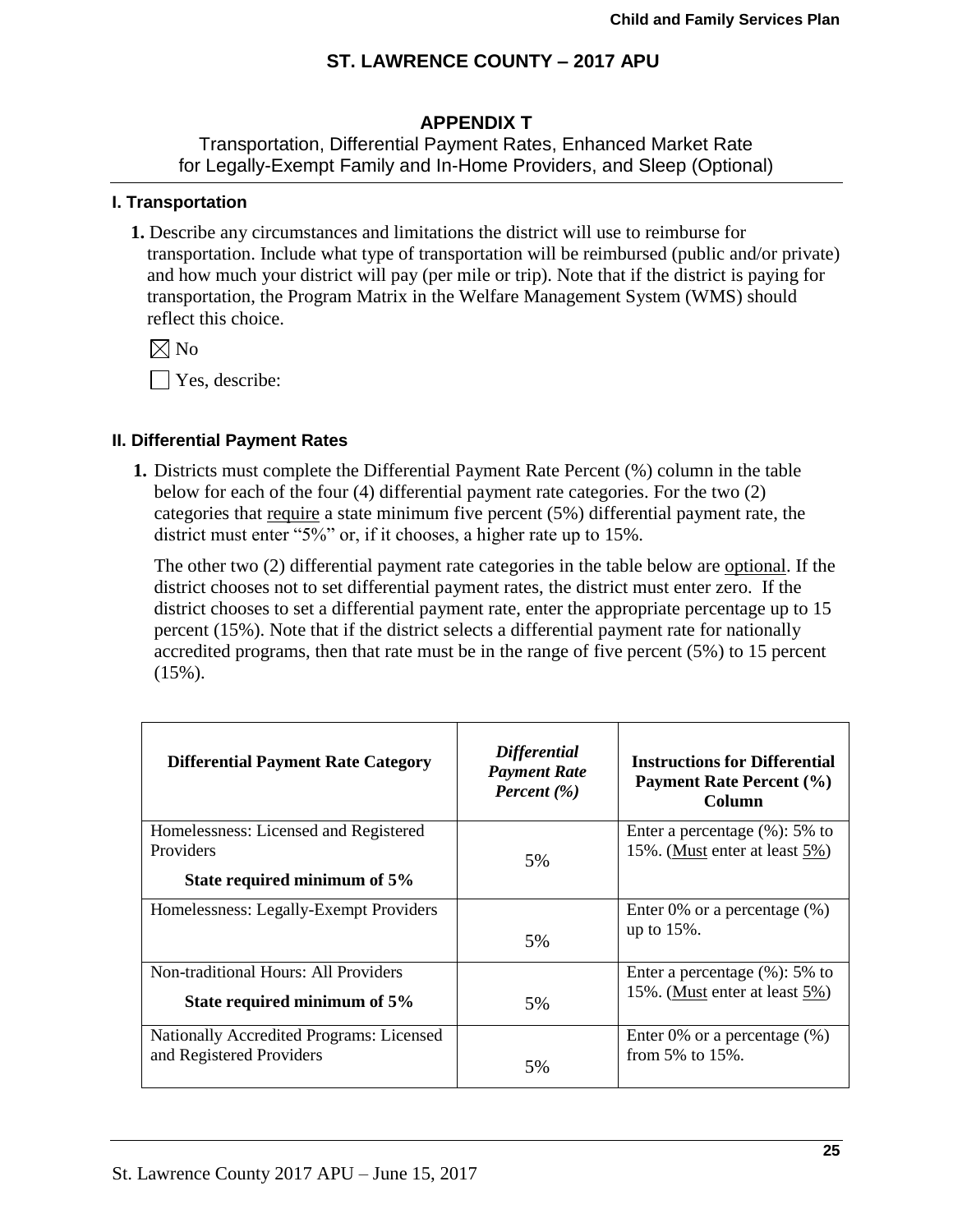## ST. LAWRENCE COUNTY – 2017 APU

### APPENDIX T

Transportation, Differential Payment Rates, Enhanced Market Rate for Legally-Exempt Family and In-Home Providers, and Sleep (Optional)

#### I. Transportation

**1.** Describe any circumstances and limitations the district will use to reimburse for transportation. Include what type of transportation will be reimbursed (public and/or private) and how much your district will pay (per mile or trip). Note that if the district is paying for transportation, the Program Matrix in the Welfare Management System (WMS) should reflect this choice.

☒ No

☐ Yes, describe:

#### II. Differential Payment Rates

**1.** Districts must complete the Differential Payment Rate Percent (%) column in the table below for each of the four (4) differential payment rate categories. For the two (2) categories that require a state minimum five percent (5%) differential payment rate, the district must enter "5%" or, if it chooses, a higher rate up to 15%.

The other two (2) differential payment rate categories in the table below are optional. If the district chooses not to set differential payment rates, the district must enter zero. If the district chooses to set a differential payment rate, enter the appropriate percentage up to 15 percent (15%). Note that if the district selects a differential payment rate for nationally accredited programs, then that rate must be in the range of five percent (5%) to 15 percent (15%).

| **Differential Payment Rate Category** | ***Differential Payment Rate Percent (%)*** | **Instructions for Differential Payment Rate Percent (%) Column** |
|---|---|---|
| Homelessness: Licensed and Registered Providers<br>**State required minimum of 5%** | 5% | Enter a percentage (%): 5% to 15%. (Must enter at least 5%) |
| Homelessness: Legally-Exempt Providers | 5% | Enter 0% or a percentage (%) up to 15%. |
| Non-traditional Hours: All Providers<br>**State required minimum of 5%** | 5% | Enter a percentage (%): 5% to 15%. (Must enter at least 5%) |
| Nationally Accredited Programs: Licensed and Registered Providers | 5% | Enter 0% or a percentage (%) from 5% to 15%. |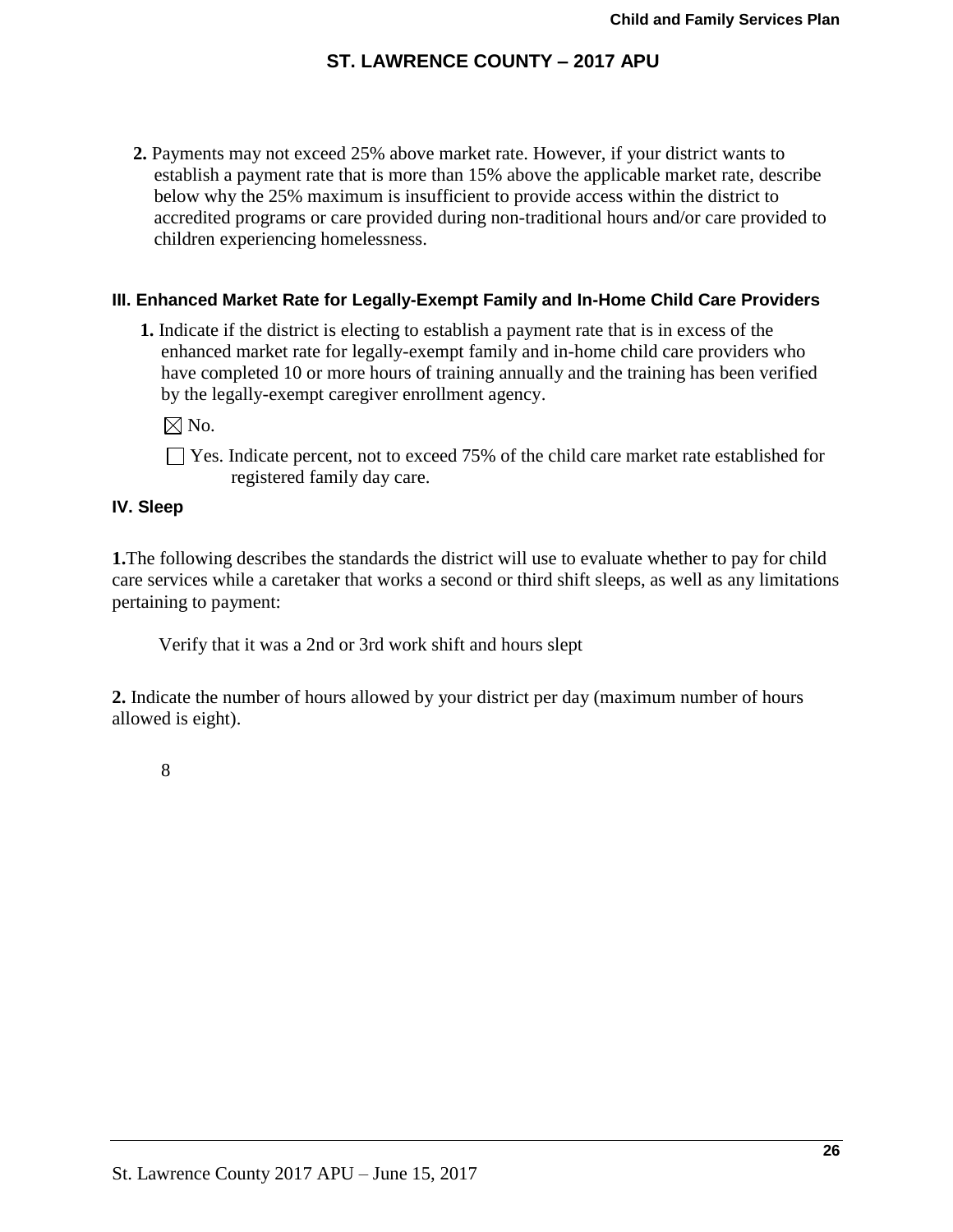**2.** Payments may not exceed 25% above market rate. However, if your district wants to establish a payment rate that is more than 15% above the applicable market rate, describe below why the 25% maximum is insufficient to provide access within the district to accredited programs or care provided during non-traditional hours and/or care provided to children experiencing homelessness.

### III. Enhanced Market Rate for Legally-Exempt Family and In-Home Child Care Providers

**1.** Indicate if the district is electing to establish a payment rate that is in excess of the enhanced market rate for legally-exempt family and in-home child care providers who have completed 10 or more hours of training annually and the training has been verified by the legally-exempt caregiver enrollment agency.

☒ No.

☐ Yes. Indicate percent, not to exceed 75% of the child care market rate established for registered family day care.

### IV. Sleep

**1.** The following describes the standards the district will use to evaluate whether to pay for child care services while a caretaker that works a second or third shift sleeps, as well as any limitations pertaining to payment:

Verify that it was a 2nd or 3rd work shift and hours slept

**2.** Indicate the number of hours allowed by your district per day (maximum number of hours allowed is eight).

8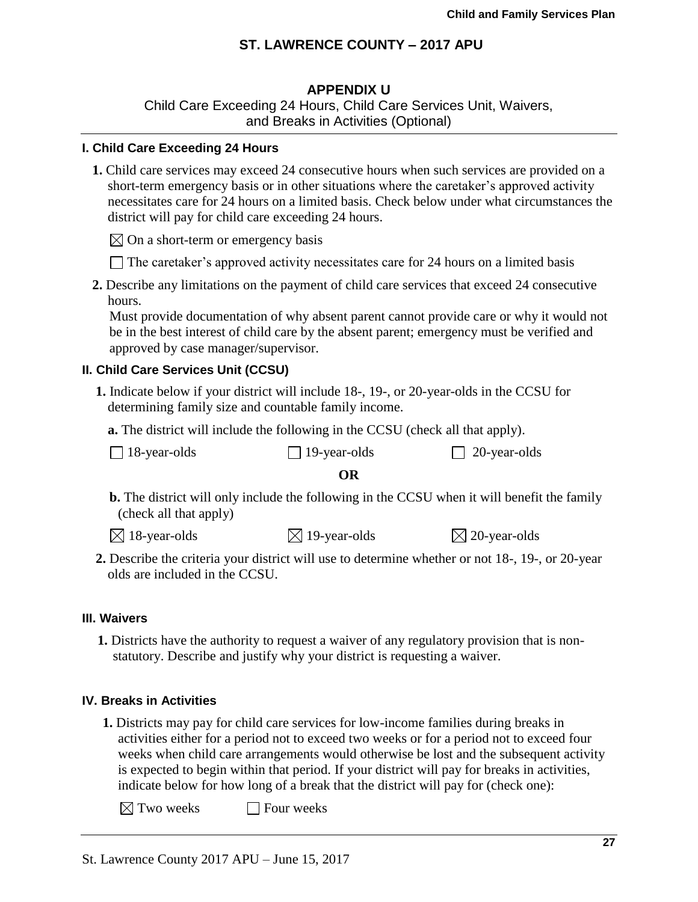# ST. LAWRENCE COUNTY – 2017 APU

## APPENDIX U

Child Care Exceeding 24 Hours, Child Care Services Unit, Waivers, and Breaks in Activities (Optional)

### I. Child Care Exceeding 24 Hours

**1.** Child care services may exceed 24 consecutive hours when such services are provided on a short-term emergency basis or in other situations where the caretaker's approved activity necessitates care for 24 hours on a limited basis. Check below under what circumstances the district will pay for child care exceeding 24 hours.

☒ On a short-term or emergency basis

☐ The caretaker's approved activity necessitates care for 24 hours on a limited basis

**2.** Describe any limitations on the payment of child care services that exceed 24 consecutive hours.

Must provide documentation of why absent parent cannot provide care or why it would not be in the best interest of child care by the absent parent; emergency must be verified and approved by case manager/supervisor.

### II. Child Care Services Unit (CCSU)

**1.** Indicate below if your district will include 18-, 19-, or 20-year-olds in the CCSU for determining family size and countable family income.

**a.** The district will include the following in the CCSU (check all that apply).

☐ 18-year-olds ☐ 19-year-olds ☐ 20-year-olds

**OR**

**b.** The district will only include the following in the CCSU when it will benefit the family (check all that apply)

☒ 18-year-olds ☒ 19-year-olds ☒ 20-year-olds

**2.** Describe the criteria your district will use to determine whether or not 18-, 19-, or 20-year olds are included in the CCSU.

### III. Waivers

**1.** Districts have the authority to request a waiver of any regulatory provision that is non-statutory. Describe and justify why your district is requesting a waiver.

### IV. Breaks in Activities

**1.** Districts may pay for child care services for low-income families during breaks in activities either for a period not to exceed two weeks or for a period not to exceed four weeks when child care arrangements would otherwise be lost and the subsequent activity is expected to begin within that period. If your district will pay for breaks in activities, indicate below for how long of a break that the district will pay for (check one):

☒ Two weeks ☐ Four weeks

St. Lawrence County 2017 APU – June 15, 2017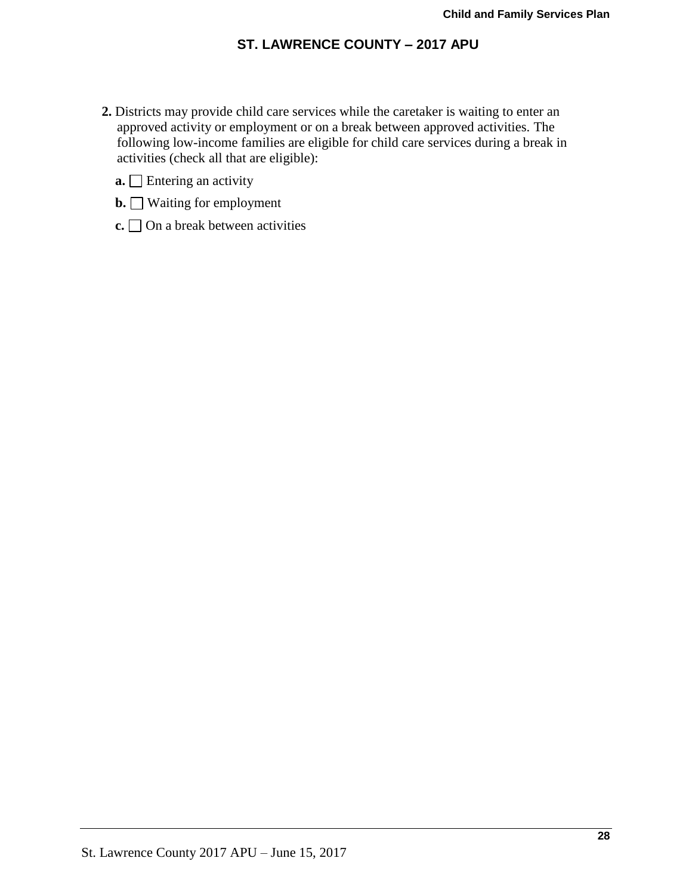**2.** Districts may provide child care services while the caretaker is waiting to enter an approved activity or employment or on a break between approved activities. The following low-income families are eligible for child care services during a break in activities (check all that are eligible):

**a.** ☐ Entering an activity

**b.** ☐ Waiting for employment

**c.** ☐ On a break between activities